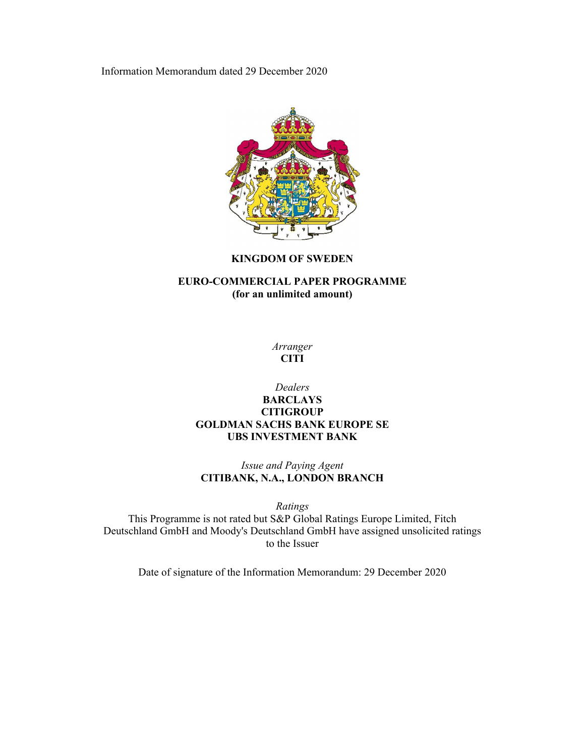Information Memorandum dated 29 December 2020

**KINGDOM OF SWEDEN**

**EURO-COMMERCIAL PAPER PROGRAMME**
**(for an unlimited amount)**

*Arranger*
**CITI**

*Dealers*
**BARCLAYS**
**CITIGROUP**
**GOLDMAN SACHS BANK EUROPE SE**
**UBS INVESTMENT BANK**

*Issue and Paying Agent*
**CITIBANK, N.A., LONDON BRANCH**

*Ratings*
This Programme is not rated but S&P Global Ratings Europe Limited, Fitch Deutschland GmbH and Moody's Deutschland GmbH have assigned unsolicited ratings to the Issuer

Date of signature of the Information Memorandum: 29 December 2020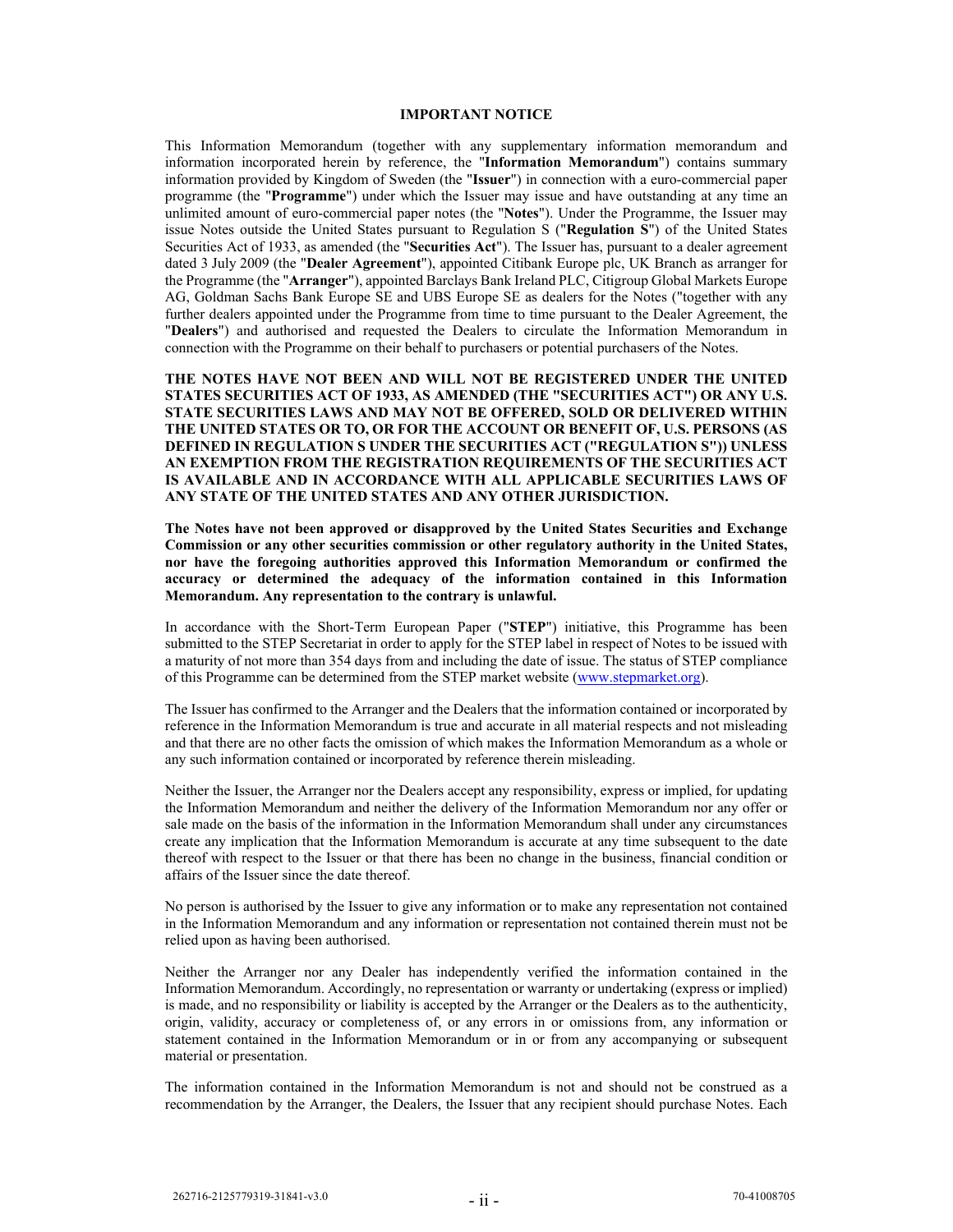## IMPORTANT NOTICE

This Information Memorandum (together with any supplementary information memorandum and information incorporated herein by reference, the "**Information Memorandum**") contains summary information provided by Kingdom of Sweden (the "**Issuer**") in connection with a euro-commercial paper programme (the "**Programme**") under which the Issuer may issue and have outstanding at any time an unlimited amount of euro-commercial paper notes (the "**Notes**"). Under the Programme, the Issuer may issue Notes outside the United States pursuant to Regulation S ("**Regulation S**") of the United States Securities Act of 1933, as amended (the "**Securities Act**"). The Issuer has, pursuant to a dealer agreement dated 3 July 2009 (the "**Dealer Agreement**"), appointed Citibank Europe plc, UK Branch as arranger for the Programme (the "**Arranger**"), appointed Barclays Bank Ireland PLC, Citigroup Global Markets Europe AG, Goldman Sachs Bank Europe SE and UBS Europe SE as dealers for the Notes ("together with any further dealers appointed under the Programme from time to time pursuant to the Dealer Agreement, the "**Dealers**") and authorised and requested the Dealers to circulate the Information Memorandum in connection with the Programme on their behalf to purchasers or potential purchasers of the Notes.

**THE NOTES HAVE NOT BEEN AND WILL NOT BE REGISTERED UNDER THE UNITED STATES SECURITIES ACT OF 1933, AS AMENDED (THE "SECURITIES ACT") OR ANY U.S. STATE SECURITIES LAWS AND MAY NOT BE OFFERED, SOLD OR DELIVERED WITHIN THE UNITED STATES OR TO, OR FOR THE ACCOUNT OR BENEFIT OF, U.S. PERSONS (AS DEFINED IN REGULATION S UNDER THE SECURITIES ACT ("REGULATION S")) UNLESS AN EXEMPTION FROM THE REGISTRATION REQUIREMENTS OF THE SECURITIES ACT IS AVAILABLE AND IN ACCORDANCE WITH ALL APPLICABLE SECURITIES LAWS OF ANY STATE OF THE UNITED STATES AND ANY OTHER JURISDICTION.**

**The Notes have not been approved or disapproved by the United States Securities and Exchange Commission or any other securities commission or other regulatory authority in the United States, nor have the foregoing authorities approved this Information Memorandum or confirmed the accuracy or determined the adequacy of the information contained in this Information Memorandum. Any representation to the contrary is unlawful.**

In accordance with the Short-Term European Paper ("**STEP**") initiative, this Programme has been submitted to the STEP Secretariat in order to apply for the STEP label in respect of Notes to be issued with a maturity of not more than 354 days from and including the date of issue. The status of STEP compliance of this Programme can be determined from the STEP market website (www.stepmarket.org).

The Issuer has confirmed to the Arranger and the Dealers that the information contained or incorporated by reference in the Information Memorandum is true and accurate in all material respects and not misleading and that there are no other facts the omission of which makes the Information Memorandum as a whole or any such information contained or incorporated by reference therein misleading.

Neither the Issuer, the Arranger nor the Dealers accept any responsibility, express or implied, for updating the Information Memorandum and neither the delivery of the Information Memorandum nor any offer or sale made on the basis of the information in the Information Memorandum shall under any circumstances create any implication that the Information Memorandum is accurate at any time subsequent to the date thereof with respect to the Issuer or that there has been no change in the business, financial condition or affairs of the Issuer since the date thereof.

No person is authorised by the Issuer to give any information or to make any representation not contained in the Information Memorandum and any information or representation not contained therein must not be relied upon as having been authorised.

Neither the Arranger nor any Dealer has independently verified the information contained in the Information Memorandum. Accordingly, no representation or warranty or undertaking (express or implied) is made, and no responsibility or liability is accepted by the Arranger or the Dealers as to the authenticity, origin, validity, accuracy or completeness of, or any errors in or omissions from, any information or statement contained in the Information Memorandum or in or from any accompanying or subsequent material or presentation.

The information contained in the Information Memorandum is not and should not be construed as a recommendation by the Arranger, the Dealers, the Issuer that any recipient should purchase Notes. Each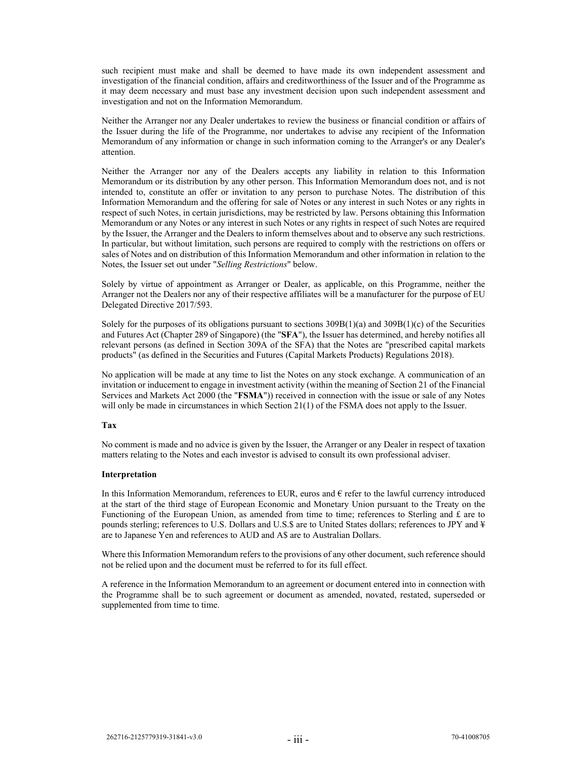such recipient must make and shall be deemed to have made its own independent assessment and investigation of the financial condition, affairs and creditworthiness of the Issuer and of the Programme as it may deem necessary and must base any investment decision upon such independent assessment and investigation and not on the Information Memorandum.

Neither the Arranger nor any Dealer undertakes to review the business or financial condition or affairs of the Issuer during the life of the Programme, nor undertakes to advise any recipient of the Information Memorandum of any information or change in such information coming to the Arranger's or any Dealer's attention.

Neither the Arranger nor any of the Dealers accepts any liability in relation to this Information Memorandum or its distribution by any other person. This Information Memorandum does not, and is not intended to, constitute an offer or invitation to any person to purchase Notes. The distribution of this Information Memorandum and the offering for sale of Notes or any interest in such Notes or any rights in respect of such Notes, in certain jurisdictions, may be restricted by law. Persons obtaining this Information Memorandum or any Notes or any interest in such Notes or any rights in respect of such Notes are required by the Issuer, the Arranger and the Dealers to inform themselves about and to observe any such restrictions. In particular, but without limitation, such persons are required to comply with the restrictions on offers or sales of Notes and on distribution of this Information Memorandum and other information in relation to the Notes, the Issuer set out under "*Selling Restrictions*" below.

Solely by virtue of appointment as Arranger or Dealer, as applicable, on this Programme, neither the Arranger not the Dealers nor any of their respective affiliates will be a manufacturer for the purpose of EU Delegated Directive 2017/593.

Solely for the purposes of its obligations pursuant to sections 309B(1)(a) and 309B(1)(c) of the Securities and Futures Act (Chapter 289 of Singapore) (the "**SFA**"), the Issuer has determined, and hereby notifies all relevant persons (as defined in Section 309A of the SFA) that the Notes are "prescribed capital markets products" (as defined in the Securities and Futures (Capital Markets Products) Regulations 2018).

No application will be made at any time to list the Notes on any stock exchange. A communication of an invitation or inducement to engage in investment activity (within the meaning of Section 21 of the Financial Services and Markets Act 2000 (the "**FSMA**")) received in connection with the issue or sale of any Notes will only be made in circumstances in which Section 21(1) of the FSMA does not apply to the Issuer.

**Tax**

No comment is made and no advice is given by the Issuer, the Arranger or any Dealer in respect of taxation matters relating to the Notes and each investor is advised to consult its own professional adviser.

**Interpretation**

In this Information Memorandum, references to EUR, euros and € refer to the lawful currency introduced at the start of the third stage of European Economic and Monetary Union pursuant to the Treaty on the Functioning of the European Union, as amended from time to time; references to Sterling and £ are to pounds sterling; references to U.S. Dollars and U.S.$ are to United States dollars; references to JPY and ¥ are to Japanese Yen and references to AUD and A$ are to Australian Dollars.

Where this Information Memorandum refers to the provisions of any other document, such reference should not be relied upon and the document must be referred to for its full effect.

A reference in the Information Memorandum to an agreement or document entered into in connection with the Programme shall be to such agreement or document as amended, novated, restated, superseded or supplemented from time to time.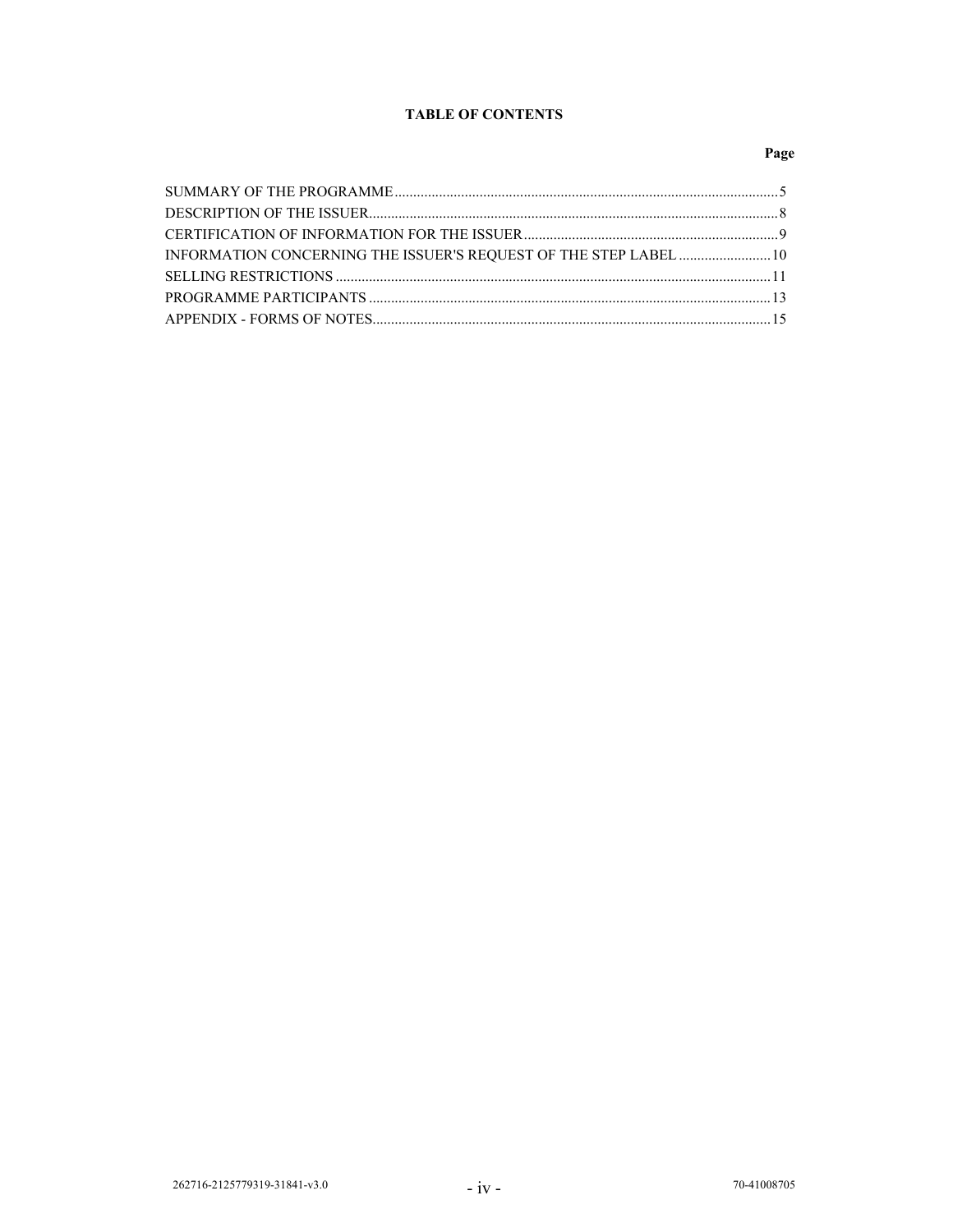# TABLE OF CONTENTS

| | Page |
|---|---|
| SUMMARY OF THE PROGRAMME | 5 |
| DESCRIPTION OF THE ISSUER | 8 |
| CERTIFICATION OF INFORMATION FOR THE ISSUER | 9 |
| INFORMATION CONCERNING THE ISSUER'S REQUEST OF THE STEP LABEL | 10 |
| SELLING RESTRICTIONS | 11 |
| PROGRAMME PARTICIPANTS | 13 |
| APPENDIX - FORMS OF NOTES | 15 |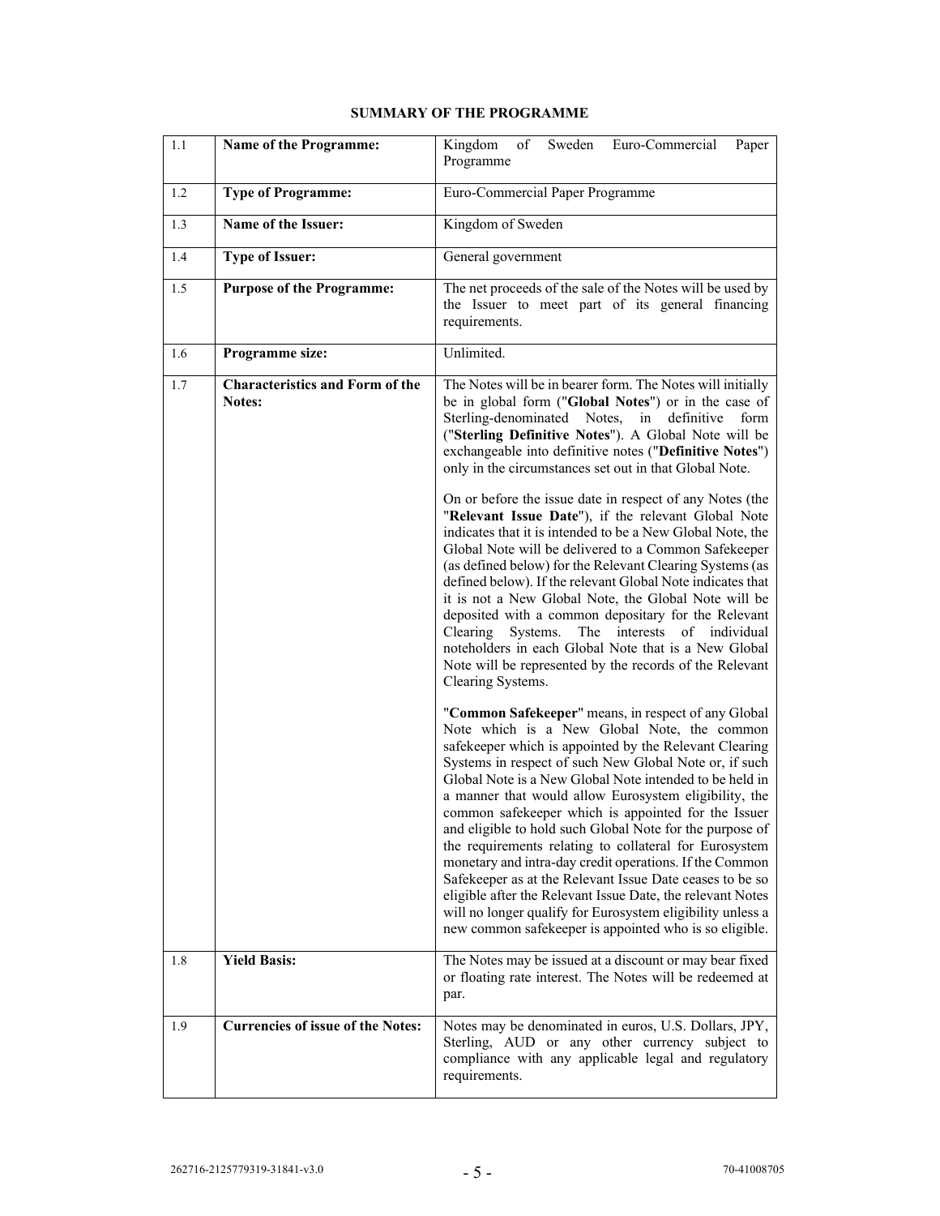## SUMMARY OF THE PROGRAMME

| | | |
|---|---|---|
| 1.1 | **Name of the Programme:** | Kingdom of Sweden Euro-Commercial Paper Programme |
| 1.2 | **Type of Programme:** | Euro-Commercial Paper Programme |
| 1.3 | **Name of the Issuer:** | Kingdom of Sweden |
| 1.4 | **Type of Issuer:** | General government |
| 1.5 | **Purpose of the Programme:** | The net proceeds of the sale of the Notes will be used by the Issuer to meet part of its general financing requirements. |
| 1.6 | **Programme size:** | Unlimited. |
| 1.7 | **Characteristics and Form of the Notes:** | The Notes will be in bearer form. The Notes will initially be in global form ("**Global Notes**") or in the case of Sterling-denominated Notes, in definitive form ("**Sterling Definitive Notes**"). A Global Note will be exchangeable into definitive notes ("**Definitive Notes**") only in the circumstances set out in that Global Note.<br><br>On or before the issue date in respect of any Notes (the "**Relevant Issue Date**"), if the relevant Global Note indicates that it is intended to be a New Global Note, the Global Note will be delivered to a Common Safekeeper (as defined below) for the Relevant Clearing Systems (as defined below). If the relevant Global Note indicates that it is not a New Global Note, the Global Note will be deposited with a common depositary for the Relevant Clearing Systems. The interests of individual noteholders in each Global Note that is a New Global Note will be represented by the records of the Relevant Clearing Systems.<br><br>"**Common Safekeeper**" means, in respect of any Global Note which is a New Global Note, the common safekeeper which is appointed by the Relevant Clearing Systems in respect of such New Global Note or, if such Global Note is a New Global Note intended to be held in a manner that would allow Eurosystem eligibility, the common safekeeper which is appointed for the Issuer and eligible to hold such Global Note for the purpose of the requirements relating to collateral for Eurosystem monetary and intra-day credit operations. If the Common Safekeeper as at the Relevant Issue Date ceases to be so eligible after the Relevant Issue Date, the relevant Notes will no longer qualify for Eurosystem eligibility unless a new common safekeeper is appointed who is so eligible. |
| 1.8 | **Yield Basis:** | The Notes may be issued at a discount or may bear fixed or floating rate interest. The Notes will be redeemed at par. |
| 1.9 | **Currencies of issue of the Notes:** | Notes may be denominated in euros, U.S. Dollars, JPY, Sterling, AUD or any other currency subject to compliance with any applicable legal and regulatory requirements. |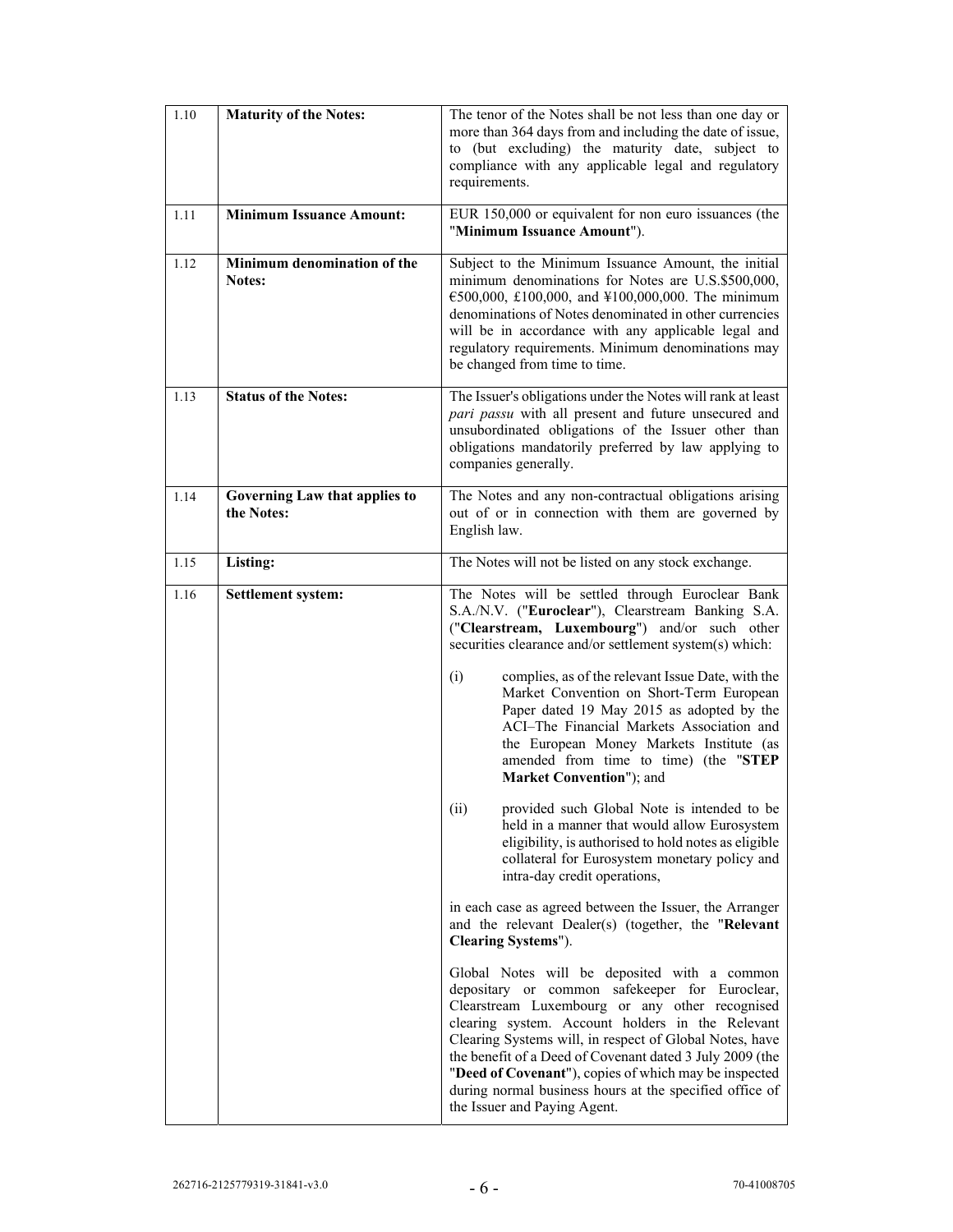| | | |
|---|---|---|
| 1.10 | **Maturity of the Notes:** | The tenor of the Notes shall be not less than one day or more than 364 days from and including the date of issue, to (but excluding) the maturity date, subject to compliance with any applicable legal and regulatory requirements. |
| 1.11 | **Minimum Issuance Amount:** | EUR 150,000 or equivalent for non euro issuances (the "**Minimum Issuance Amount**"). |
| 1.12 | **Minimum denomination of the Notes:** | Subject to the Minimum Issuance Amount, the initial minimum denominations for Notes are U.S.$500,000, €500,000, £100,000, and ¥100,000,000. The minimum denominations of Notes denominated in other currencies will be in accordance with any applicable legal and regulatory requirements. Minimum denominations may be changed from time to time. |
| 1.13 | **Status of the Notes:** | The Issuer's obligations under the Notes will rank at least *pari passu* with all present and future unsecured and unsubordinated obligations of the Issuer other than obligations mandatorily preferred by law applying to companies generally. |
| 1.14 | **Governing Law that applies to the Notes:** | The Notes and any non-contractual obligations arising out of or in connection with them are governed by English law. |
| 1.15 | **Listing:** | The Notes will not be listed on any stock exchange. |
| 1.16 | **Settlement system:** | The Notes will be settled through Euroclear Bank S.A./N.V. ("**Euroclear**"), Clearstream Banking S.A. ("**Clearstream, Luxembourg**") and/or such other securities clearance and/or settlement system(s) which:<br><br>(i) complies, as of the relevant Issue Date, with the Market Convention on Short-Term European Paper dated 19 May 2015 as adopted by the ACI–The Financial Markets Association and the European Money Markets Institute (as amended from time to time) (the "**STEP Market Convention**"); and<br><br>(ii) provided such Global Note is intended to be held in a manner that would allow Eurosystem eligibility, is authorised to hold notes as eligible collateral for Eurosystem monetary policy and intra-day credit operations,<br><br>in each case as agreed between the Issuer, the Arranger and the relevant Dealer(s) (together, the "**Relevant Clearing Systems**").<br><br>Global Notes will be deposited with a common depositary or common safekeeper for Euroclear, Clearstream Luxembourg or any other recognised clearing system. Account holders in the Relevant Clearing Systems will, in respect of Global Notes, have the benefit of a Deed of Covenant dated 3 July 2009 (the "**Deed of Covenant**"), copies of which may be inspected during normal business hours at the specified office of the Issuer and Paying Agent. |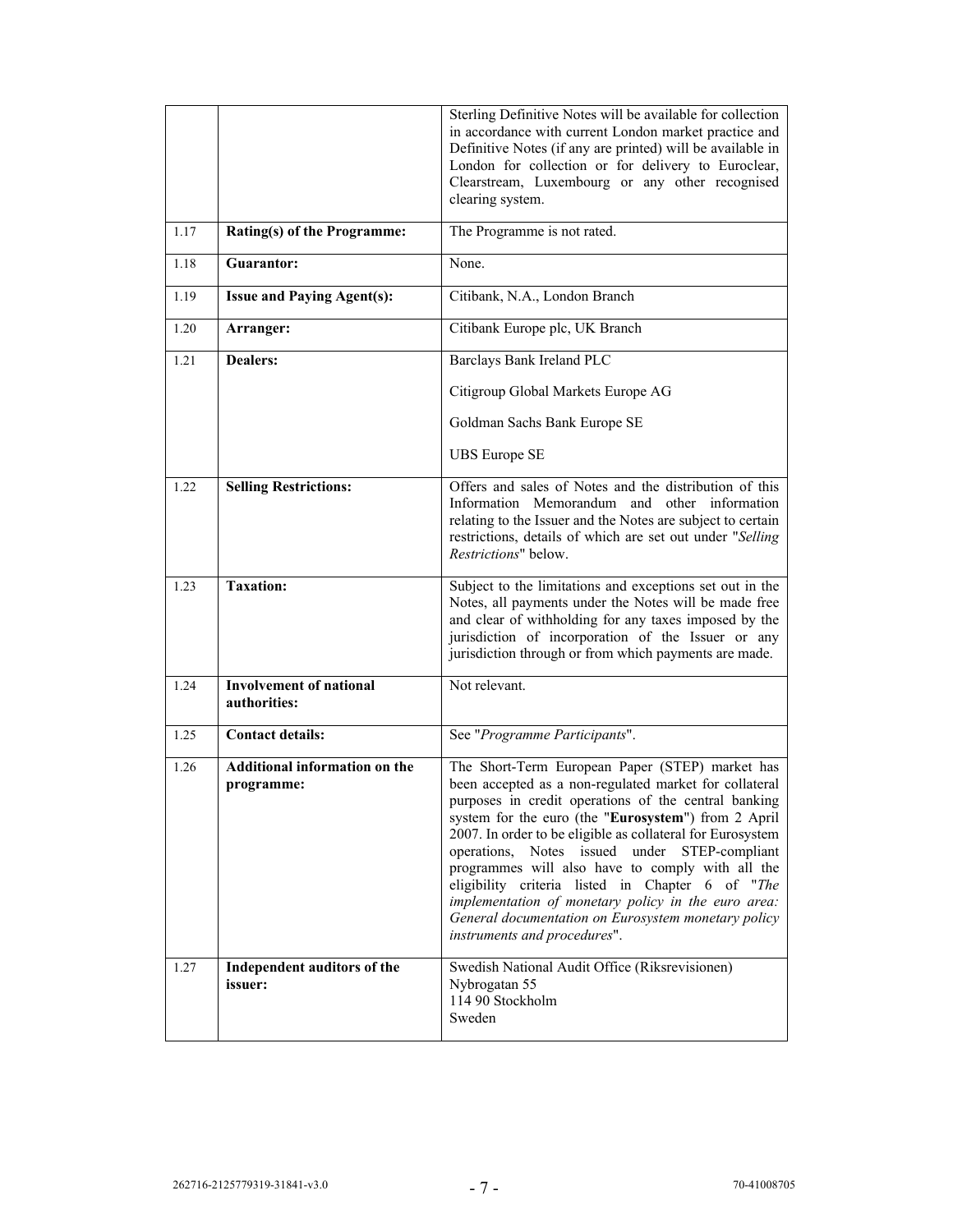| | | |
|---|---|---|
| | | Sterling Definitive Notes will be available for collection in accordance with current London market practice and Definitive Notes (if any are printed) will be available in London for collection or for delivery to Euroclear, Clearstream, Luxembourg or any other recognised clearing system. |
| 1.17 | **Rating(s) of the Programme:** | The Programme is not rated. |
| 1.18 | **Guarantor:** | None. |
| 1.19 | **Issue and Paying Agent(s):** | Citibank, N.A., London Branch |
| 1.20 | **Arranger:** | Citibank Europe plc, UK Branch |
| 1.21 | **Dealers:** | Barclays Bank Ireland PLC<br><br>Citigroup Global Markets Europe AG<br><br>Goldman Sachs Bank Europe SE<br><br>UBS Europe SE |
| 1.22 | **Selling Restrictions:** | Offers and sales of Notes and the distribution of this Information Memorandum and other information relating to the Issuer and the Notes are subject to certain restrictions, details of which are set out under "*Selling Restrictions*" below. |
| 1.23 | **Taxation:** | Subject to the limitations and exceptions set out in the Notes, all payments under the Notes will be made free and clear of withholding for any taxes imposed by the jurisdiction of incorporation of the Issuer or any jurisdiction through or from which payments are made. |
| 1.24 | **Involvement of national authorities:** | Not relevant. |
| 1.25 | **Contact details:** | See "*Programme Participants*". |
| 1.26 | **Additional information on the programme:** | The Short-Term European Paper (STEP) market has been accepted as a non-regulated market for collateral purposes in credit operations of the central banking system for the euro (the "**Eurosystem**") from 2 April 2007. In order to be eligible as collateral for Eurosystem operations, Notes issued under STEP-compliant programmes will also have to comply with all the eligibility criteria listed in Chapter 6 of "*The implementation of monetary policy in the euro area: General documentation on Eurosystem monetary policy instruments and procedures*". |
| 1.27 | **Independent auditors of the issuer:** | Swedish National Audit Office (Riksrevisionen)<br>Nybrogatan 55<br>114 90 Stockholm<br>Sweden |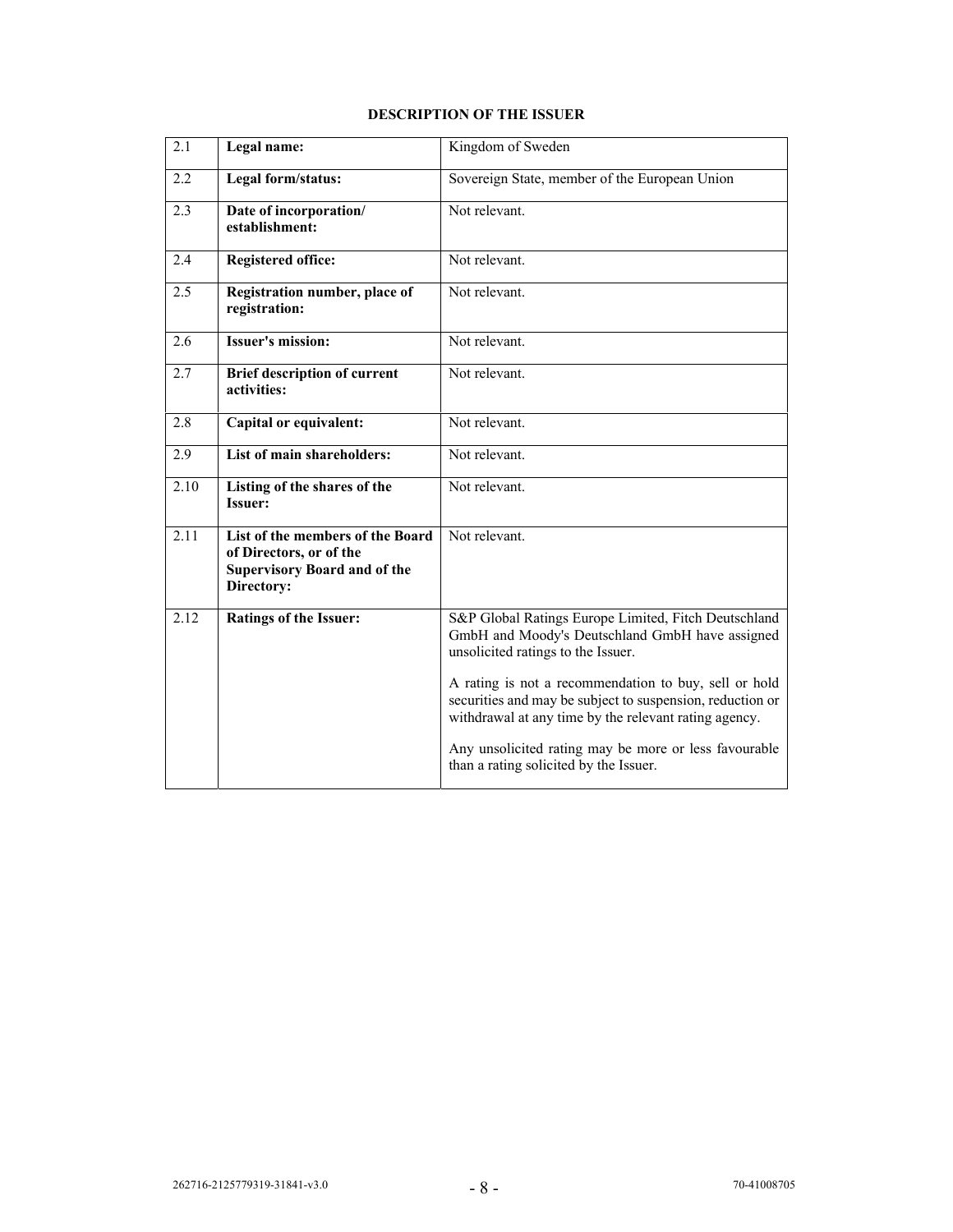## DESCRIPTION OF THE ISSUER

| | | |
|---|---|---|
| 2.1 | **Legal name:** | Kingdom of Sweden |
| 2.2 | **Legal form/status:** | Sovereign State, member of the European Union |
| 2.3 | **Date of incorporation/ establishment:** | Not relevant. |
| 2.4 | **Registered office:** | Not relevant. |
| 2.5 | **Registration number, place of registration:** | Not relevant. |
| 2.6 | **Issuer's mission:** | Not relevant. |
| 2.7 | **Brief description of current activities:** | Not relevant. |
| 2.8 | **Capital or equivalent:** | Not relevant. |
| 2.9 | **List of main shareholders:** | Not relevant. |
| 2.10 | **Listing of the shares of the Issuer:** | Not relevant. |
| 2.11 | **List of the members of the Board of Directors, or of the Supervisory Board and of the Directory:** | Not relevant. |
| 2.12 | **Ratings of the Issuer:** | S&P Global Ratings Europe Limited, Fitch Deutschland GmbH and Moody's Deutschland GmbH have assigned unsolicited ratings to the Issuer.<br><br>A rating is not a recommendation to buy, sell or hold securities and may be subject to suspension, reduction or withdrawal at any time by the relevant rating agency.<br><br>Any unsolicited rating may be more or less favourable than a rating solicited by the Issuer. |

262716-2125779319-31841-v3.0 70-41008705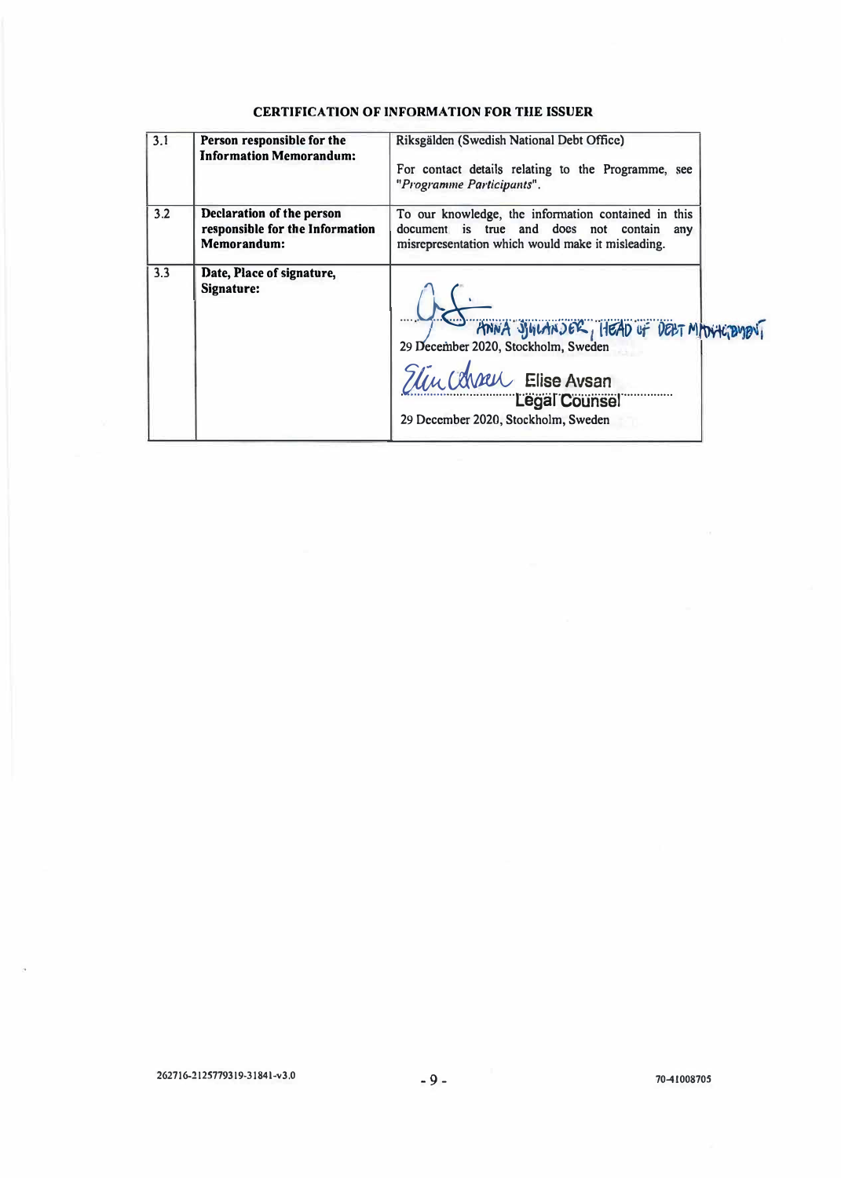**CERTIFICATION OF INFORMATION FOR THE ISSUER**

| | | |
|---|---|---|
| 3.1 | **Person responsible for the Information Memorandum:** | Riksgälden (Swedish National Debt Office)<br><br>For contact details relating to the Programme, see "*Programme Participants*". |
| 3.2 | **Declaration of the person responsible for the Information Memorandum:** | To our knowledge, the information contained in this document is true and does not contain any misrepresentation which would make it misleading. |
| 3.3 | **Date, Place of signature, Signature:** | ANNA SJULANDER, HEAD OF DEBT MANAGEMENT<br>29 December 2020, Stockholm, Sweden<br><br>Elise Avsan<br>Legal Counsel<br>29 December 2020, Stockholm, Sweden |

262716-2125779319-31841-v3.0

70-41008705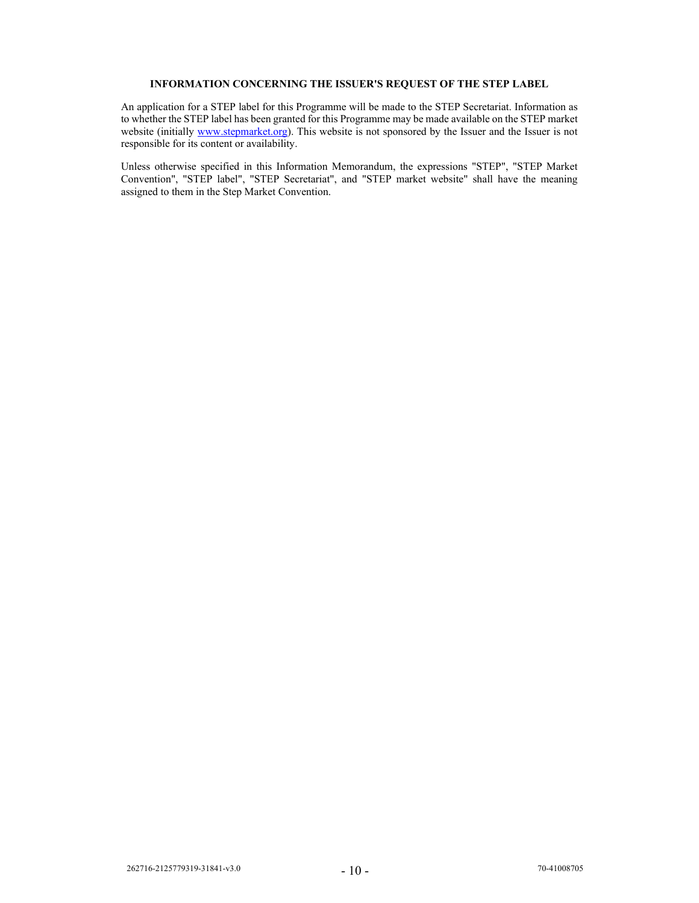## INFORMATION CONCERNING THE ISSUER'S REQUEST OF THE STEP LABEL

An application for a STEP label for this Programme will be made to the STEP Secretariat. Information as to whether the STEP label has been granted for this Programme may be made available on the STEP market website (initially www.stepmarket.org). This website is not sponsored by the Issuer and the Issuer is not responsible for its content or availability.

Unless otherwise specified in this Information Memorandum, the expressions "STEP", "STEP Market Convention", "STEP label", "STEP Secretariat", and "STEP market website" shall have the meaning assigned to them in the Step Market Convention.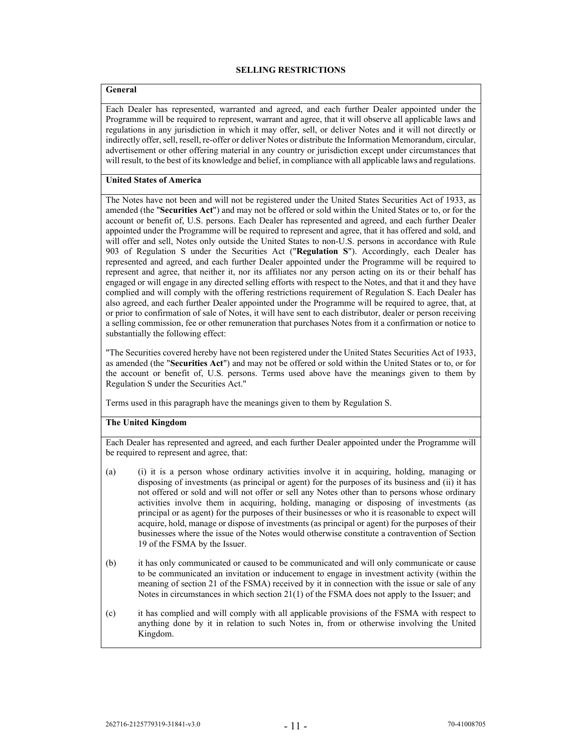## SELLING RESTRICTIONS

### General

Each Dealer has represented, warranted and agreed, and each further Dealer appointed under the Programme will be required to represent, warrant and agree, that it will observe all applicable laws and regulations in any jurisdiction in which it may offer, sell, or deliver Notes and it will not directly or indirectly offer, sell, resell, re-offer or deliver Notes or distribute the Information Memorandum, circular, advertisement or other offering material in any country or jurisdiction except under circumstances that will result, to the best of its knowledge and belief, in compliance with all applicable laws and regulations.

### United States of America

The Notes have not been and will not be registered under the United States Securities Act of 1933, as amended (the "**Securities Act**") and may not be offered or sold within the United States or to, or for the account or benefit of, U.S. persons. Each Dealer has represented and agreed, and each further Dealer appointed under the Programme will be required to represent and agree, that it has offered and sold, and will offer and sell, Notes only outside the United States to non-U.S. persons in accordance with Rule 903 of Regulation S under the Securities Act ("**Regulation S**"). Accordingly, each Dealer has represented and agreed, and each further Dealer appointed under the Programme will be required to represent and agree, that neither it, nor its affiliates nor any person acting on its or their behalf has engaged or will engage in any directed selling efforts with respect to the Notes, and that it and they have complied and will comply with the offering restrictions requirement of Regulation S. Each Dealer has also agreed, and each further Dealer appointed under the Programme will be required to agree, that, at or prior to confirmation of sale of Notes, it will have sent to each distributor, dealer or person receiving a selling commission, fee or other remuneration that purchases Notes from it a confirmation or notice to substantially the following effect:

"The Securities covered hereby have not been registered under the United States Securities Act of 1933, as amended (the "**Securities Act**") and may not be offered or sold within the United States or to, or for the account or benefit of, U.S. persons. Terms used above have the meanings given to them by Regulation S under the Securities Act."

Terms used in this paragraph have the meanings given to them by Regulation S.

### The United Kingdom

Each Dealer has represented and agreed, and each further Dealer appointed under the Programme will be required to represent and agree, that:

(a) (i) it is a person whose ordinary activities involve it in acquiring, holding, managing or disposing of investments (as principal or agent) for the purposes of its business and (ii) it has not offered or sold and will not offer or sell any Notes other than to persons whose ordinary activities involve them in acquiring, holding, managing or disposing of investments (as principal or as agent) for the purposes of their businesses or who it is reasonable to expect will acquire, hold, manage or dispose of investments (as principal or agent) for the purposes of their businesses where the issue of the Notes would otherwise constitute a contravention of Section 19 of the FSMA by the Issuer.

(b) it has only communicated or caused to be communicated and will only communicate or cause to be communicated an invitation or inducement to engage in investment activity (within the meaning of section 21 of the FSMA) received by it in connection with the issue or sale of any Notes in circumstances in which section 21(1) of the FSMA does not apply to the Issuer; and

(c) it has complied and will comply with all applicable provisions of the FSMA with respect to anything done by it in relation to such Notes in, from or otherwise involving the United Kingdom.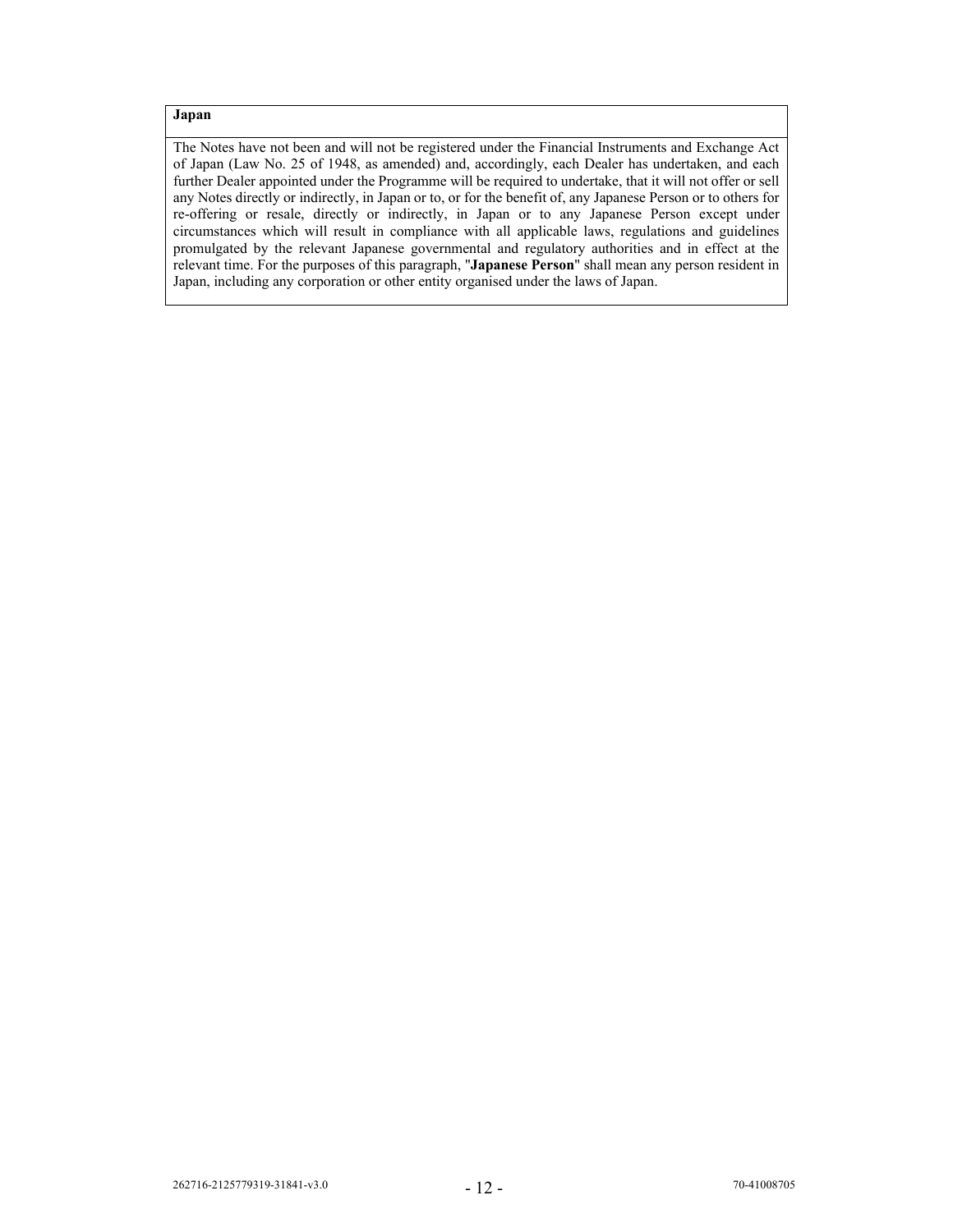**Japan**

The Notes have not been and will not be registered under the Financial Instruments and Exchange Act of Japan (Law No. 25 of 1948, as amended) and, accordingly, each Dealer has undertaken, and each further Dealer appointed under the Programme will be required to undertake, that it will not offer or sell any Notes directly or indirectly, in Japan or to, or for the benefit of, any Japanese Person or to others for re-offering or resale, directly or indirectly, in Japan or to any Japanese Person except under circumstances which will result in compliance with all applicable laws, regulations and guidelines promulgated by the relevant Japanese governmental and regulatory authorities and in effect at the relevant time. For the purposes of this paragraph, "**Japanese Person**" shall mean any person resident in Japan, including any corporation or other entity organised under the laws of Japan.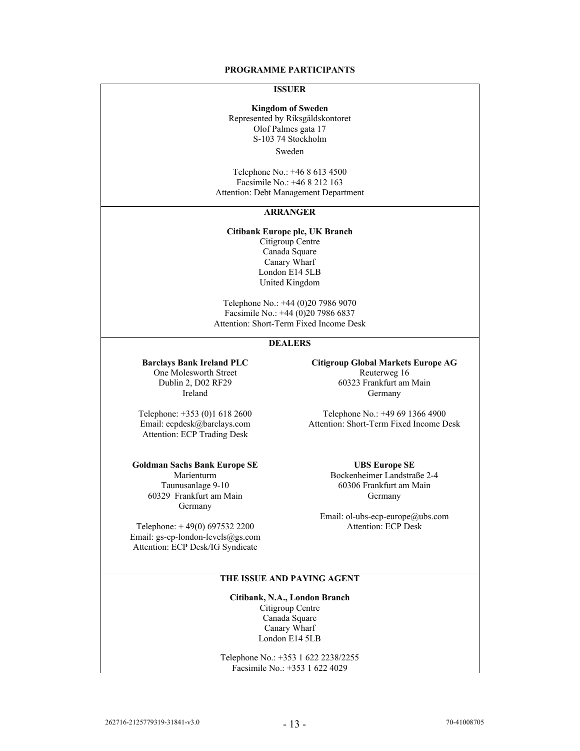**PROGRAMME PARTICIPANTS**

**ISSUER**

**Kingdom of Sweden**
Represented by Riksgäldskontoret
Olof Palmes gata 17
S-103 74 Stockholm
Sweden

Telephone No.: +46 8 613 4500
Facsimile No.: +46 8 212 163
Attention: Debt Management Department

**ARRANGER**

**Citibank Europe plc, UK Branch**
Citigroup Centre
Canada Square
Canary Wharf
London E14 5LB
United Kingdom

Telephone No.: +44 (0)20 7986 9070
Facsimile No.: +44 (0)20 7986 6837
Attention: Short-Term Fixed Income Desk

**DEALERS**

**Barclays Bank Ireland PLC**
One Molesworth Street
Dublin 2, D02 RF29
Ireland

Telephone: +353 (0)1 618 2600
Email: ecpdesk@barclays.com
Attention: ECP Trading Desk

**Citigroup Global Markets Europe AG**
Reuterweg 16
60323 Frankfurt am Main
Germany

Telephone No.: +49 69 1366 4900
Attention: Short-Term Fixed Income Desk

**Goldman Sachs Bank Europe SE**
Marienturm
Taunusanlage 9-10
60329 Frankfurt am Main
Germany

Telephone: + 49(0) 697532 2200
Email: gs-cp-london-levels@gs.com
Attention: ECP Desk/IG Syndicate

**UBS Europe SE**
Bockenheimer Landstraße 2-4
60306 Frankfurt am Main
Germany

Email: ol-ubs-ecp-europe@ubs.com
Attention: ECP Desk

**THE ISSUE AND PAYING AGENT**

**Citibank, N.A., London Branch**
Citigroup Centre
Canada Square
Canary Wharf
London E14 5LB

Telephone No.: +353 1 622 2238/2255
Facsimile No.: +353 1 622 4029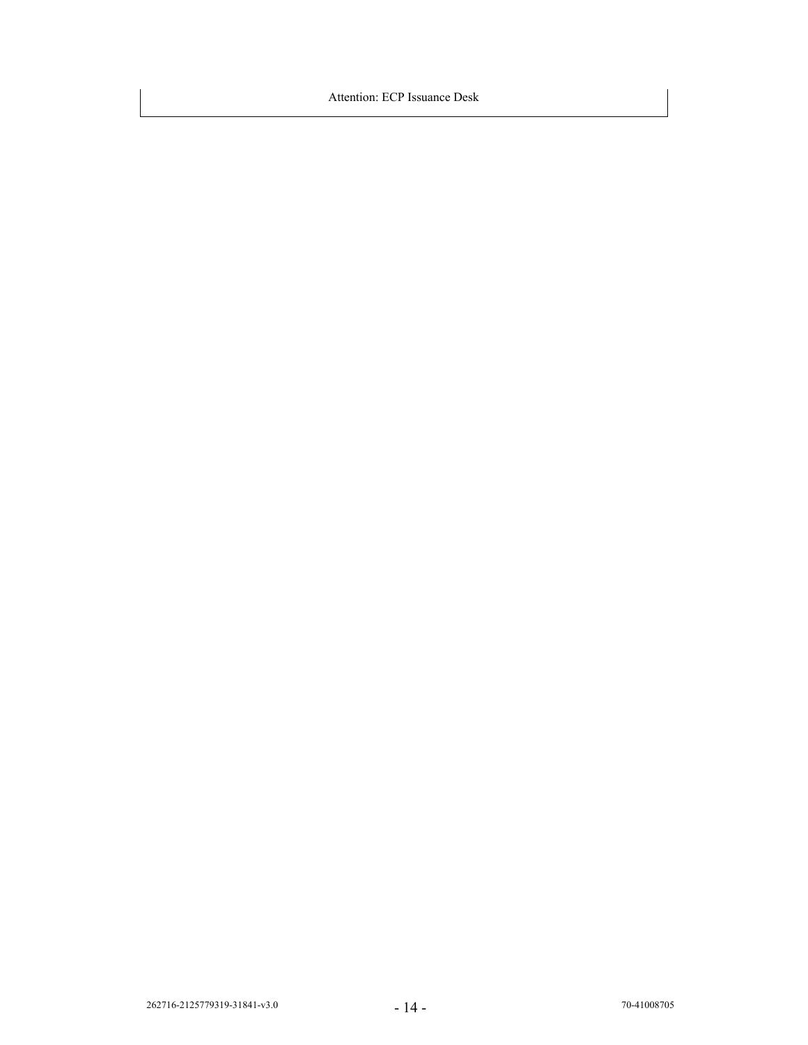Attention: ECP Issuance Desk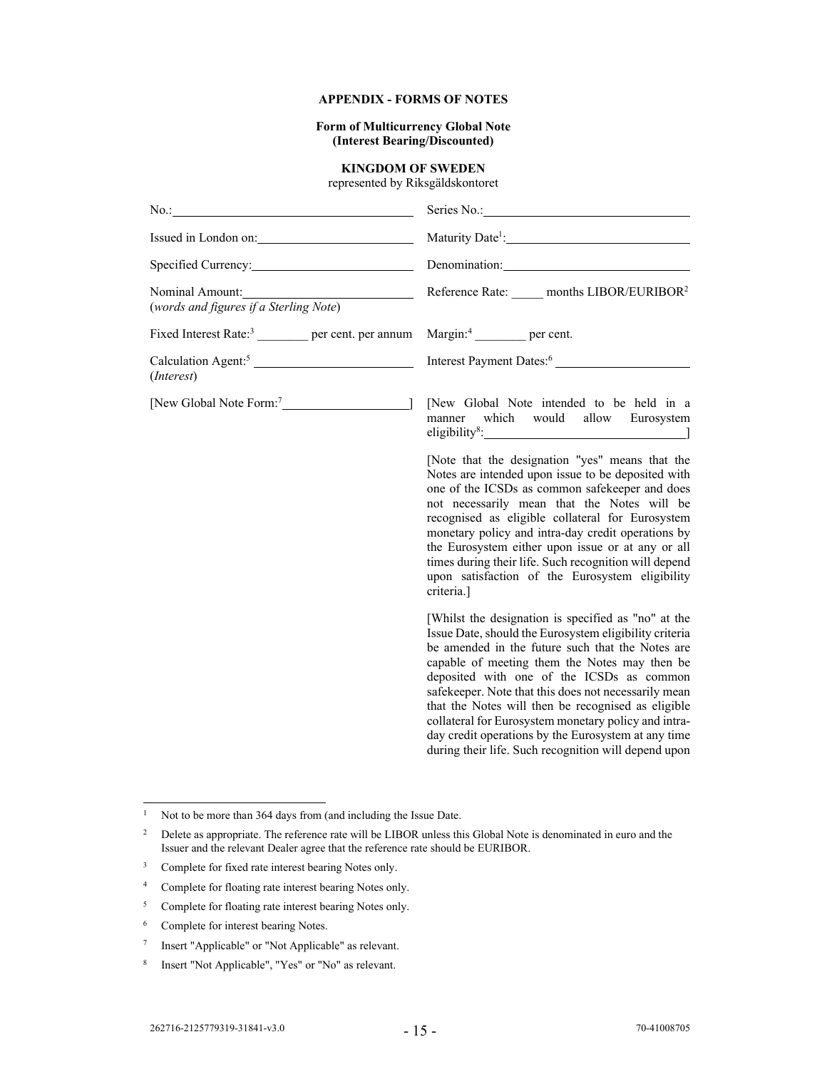**APPENDIX - FORMS OF NOTES**

**Form of Multicurrency Global Note**
**(Interest Bearing/Discounted)**

**KINGDOM OF SWEDEN**
represented by Riksgäldskontoret

No.:______________________________

Series No.:______________________________

Issued in London on:______________________________

Maturity Date[1]:______________________________

Specified Currency:______________________________

Denomination:______________________________

Nominal Amount:______________________________
(*words and figures if a Sterling Note*)

Reference Rate: _____ months LIBOR/EURIBOR[2]

Fixed Interest Rate:[3] ________ per cent. per annum

Margin:[4] ________ per cent.

Calculation Agent:[5] ______________________________
(*Interest*)

Interest Payment Dates:[6] ______________________________

[New Global Note Form:[7]______________________________]

[New Global Note intended to be held in a manner which would allow Eurosystem eligibility[8]:______________________________]

[Note that the designation "yes" means that the Notes are intended upon issue to be deposited with one of the ICSDs as common safekeeper and does not necessarily mean that the Notes will be recognised as eligible collateral for Eurosystem monetary policy and intra-day credit operations by the Eurosystem either upon issue or at any or all times during their life. Such recognition will depend upon satisfaction of the Eurosystem eligibility criteria.]

[Whilst the designation is specified as "no" at the Issue Date, should the Eurosystem eligibility criteria be amended in the future such that the Notes are capable of meeting them the Notes may then be deposited with one of the ICSDs as common safekeeper. Note that this does not necessarily mean that the Notes will then be recognised as eligible collateral for Eurosystem monetary policy and intra-day credit operations by the Eurosystem at any time during their life. Such recognition will depend upon

---

1 Not to be more than 364 days from (and including the Issue Date.

2 Delete as appropriate. The reference rate will be LIBOR unless this Global Note is denominated in euro and the Issuer and the relevant Dealer agree that the reference rate should be EURIBOR.

3 Complete for fixed rate interest bearing Notes only.

4 Complete for floating rate interest bearing Notes only.

5 Complete for floating rate interest bearing Notes only.

6 Complete for interest bearing Notes.

7 Insert "Applicable" or "Not Applicable" as relevant.

8 Insert "Not Applicable", "Yes" or "No" as relevant.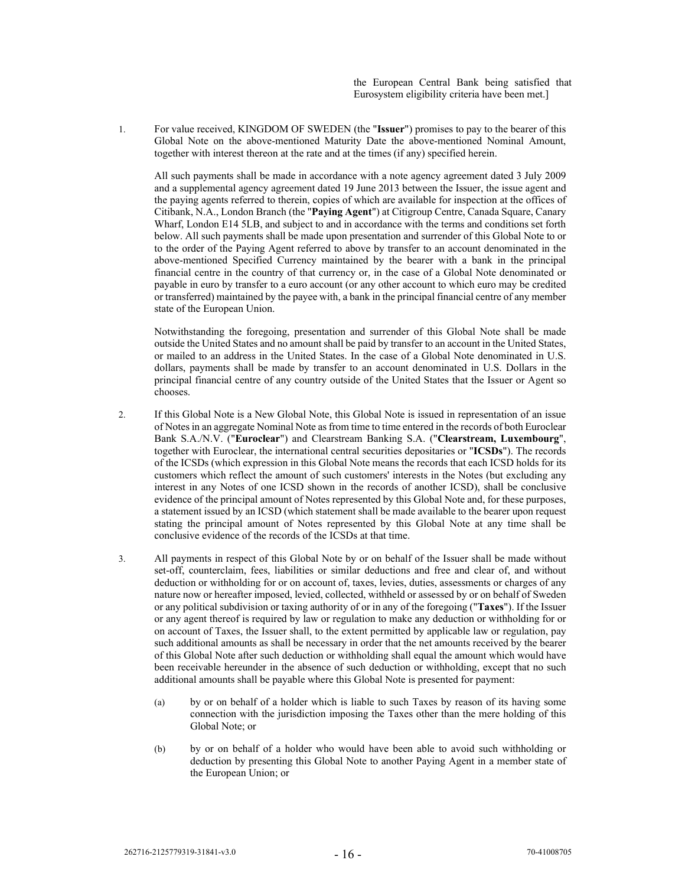the European Central Bank being satisfied that Eurosystem eligibility criteria have been met.]

1. For value received, KINGDOM OF SWEDEN (the "**Issuer**") promises to pay to the bearer of this Global Note on the above-mentioned Maturity Date the above-mentioned Nominal Amount, together with interest thereon at the rate and at the times (if any) specified herein.

   All such payments shall be made in accordance with a note agency agreement dated 3 July 2009 and a supplemental agency agreement dated 19 June 2013 between the Issuer, the issue agent and the paying agents referred to therein, copies of which are available for inspection at the offices of Citibank, N.A., London Branch (the "**Paying Agent**") at Citigroup Centre, Canada Square, Canary Wharf, London E14 5LB, and subject to and in accordance with the terms and conditions set forth below. All such payments shall be made upon presentation and surrender of this Global Note to or to the order of the Paying Agent referred to above by transfer to an account denominated in the above-mentioned Specified Currency maintained by the bearer with a bank in the principal financial centre in the country of that currency or, in the case of a Global Note denominated or payable in euro by transfer to a euro account (or any other account to which euro may be credited or transferred) maintained by the payee with, a bank in the principal financial centre of any member state of the European Union.

   Notwithstanding the foregoing, presentation and surrender of this Global Note shall be made outside the United States and no amount shall be paid by transfer to an account in the United States, or mailed to an address in the United States. In the case of a Global Note denominated in U.S. dollars, payments shall be made by transfer to an account denominated in U.S. Dollars in the principal financial centre of any country outside of the United States that the Issuer or Agent so chooses.

2. If this Global Note is a New Global Note, this Global Note is issued in representation of an issue of Notes in an aggregate Nominal Note as from time to time entered in the records of both Euroclear Bank S.A./N.V. ("**Euroclear**") and Clearstream Banking S.A. ("**Clearstream, Luxembourg**", together with Euroclear, the international central securities depositaries or "**ICSDs**"). The records of the ICSDs (which expression in this Global Note means the records that each ICSD holds for its customers which reflect the amount of such customers' interests in the Notes (but excluding any interest in any Notes of one ICSD shown in the records of another ICSD), shall be conclusive evidence of the principal amount of Notes represented by this Global Note and, for these purposes, a statement issued by an ICSD (which statement shall be made available to the bearer upon request stating the principal amount of Notes represented by this Global Note at any time shall be conclusive evidence of the records of the ICSDs at that time.

3. All payments in respect of this Global Note by or on behalf of the Issuer shall be made without set-off, counterclaim, fees, liabilities or similar deductions and free and clear of, and without deduction or withholding for or on account of, taxes, levies, duties, assessments or charges of any nature now or hereafter imposed, levied, collected, withheld or assessed by or on behalf of Sweden or any political subdivision or taxing authority of or in any of the foregoing ("**Taxes**"). If the Issuer or any agent thereof is required by law or regulation to make any deduction or withholding for or on account of Taxes, the Issuer shall, to the extent permitted by applicable law or regulation, pay such additional amounts as shall be necessary in order that the net amounts received by the bearer of this Global Note after such deduction or withholding shall equal the amount which would have been receivable hereunder in the absence of such deduction or withholding, except that no such additional amounts shall be payable where this Global Note is presented for payment:

   (a) by or on behalf of a holder which is liable to such Taxes by reason of its having some connection with the jurisdiction imposing the Taxes other than the mere holding of this Global Note; or

   (b) by or on behalf of a holder who would have been able to avoid such withholding or deduction by presenting this Global Note to another Paying Agent in a member state of the European Union; or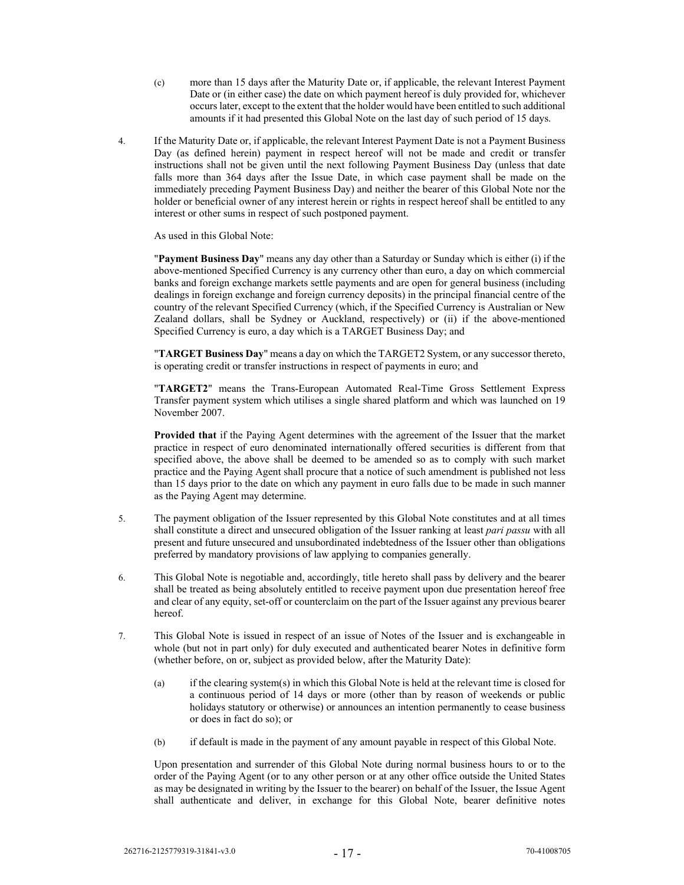(c) more than 15 days after the Maturity Date or, if applicable, the relevant Interest Payment Date or (in either case) the date on which payment hereof is duly provided for, whichever occurs later, except to the extent that the holder would have been entitled to such additional amounts if it had presented this Global Note on the last day of such period of 15 days.

4. If the Maturity Date or, if applicable, the relevant Interest Payment Date is not a Payment Business Day (as defined herein) payment in respect hereof will not be made and credit or transfer instructions shall not be given until the next following Payment Business Day (unless that date falls more than 364 days after the Issue Date, in which case payment shall be made on the immediately preceding Payment Business Day) and neither the bearer of this Global Note nor the holder or beneficial owner of any interest herein or rights in respect hereof shall be entitled to any interest or other sums in respect of such postponed payment.

   As used in this Global Note:

   "**Payment Business Day**" means any day other than a Saturday or Sunday which is either (i) if the above-mentioned Specified Currency is any currency other than euro, a day on which commercial banks and foreign exchange markets settle payments and are open for general business (including dealings in foreign exchange and foreign currency deposits) in the principal financial centre of the country of the relevant Specified Currency (which, if the Specified Currency is Australian or New Zealand dollars, shall be Sydney or Auckland, respectively) or (ii) if the above-mentioned Specified Currency is euro, a day which is a TARGET Business Day; and

   "**TARGET Business Day**" means a day on which the TARGET2 System, or any successor thereto, is operating credit or transfer instructions in respect of payments in euro; and

   "**TARGET2**" means the Trans-European Automated Real-Time Gross Settlement Express Transfer payment system which utilises a single shared platform and which was launched on 19 November 2007.

   **Provided that** if the Paying Agent determines with the agreement of the Issuer that the market practice in respect of euro denominated internationally offered securities is different from that specified above, the above shall be deemed to be amended so as to comply with such market practice and the Paying Agent shall procure that a notice of such amendment is published not less than 15 days prior to the date on which any payment in euro falls due to be made in such manner as the Paying Agent may determine.

5. The payment obligation of the Issuer represented by this Global Note constitutes and at all times shall constitute a direct and unsecured obligation of the Issuer ranking at least *pari passu* with all present and future unsecured and unsubordinated indebtedness of the Issuer other than obligations preferred by mandatory provisions of law applying to companies generally.

6. This Global Note is negotiable and, accordingly, title hereto shall pass by delivery and the bearer shall be treated as being absolutely entitled to receive payment upon due presentation hereof free and clear of any equity, set-off or counterclaim on the part of the Issuer against any previous bearer hereof.

7. This Global Note is issued in respect of an issue of Notes of the Issuer and is exchangeable in whole (but not in part only) for duly executed and authenticated bearer Notes in definitive form (whether before, on or, subject as provided below, after the Maturity Date):

   (a) if the clearing system(s) in which this Global Note is held at the relevant time is closed for a continuous period of 14 days or more (other than by reason of weekends or public holidays statutory or otherwise) or announces an intention permanently to cease business or does in fact do so); or

   (b) if default is made in the payment of any amount payable in respect of this Global Note.

   Upon presentation and surrender of this Global Note during normal business hours to or to the order of the Paying Agent (or to any other person or at any other office outside the United States as may be designated in writing by the Issuer to the bearer) on behalf of the Issuer, the Issue Agent shall authenticate and deliver, in exchange for this Global Note, bearer definitive notes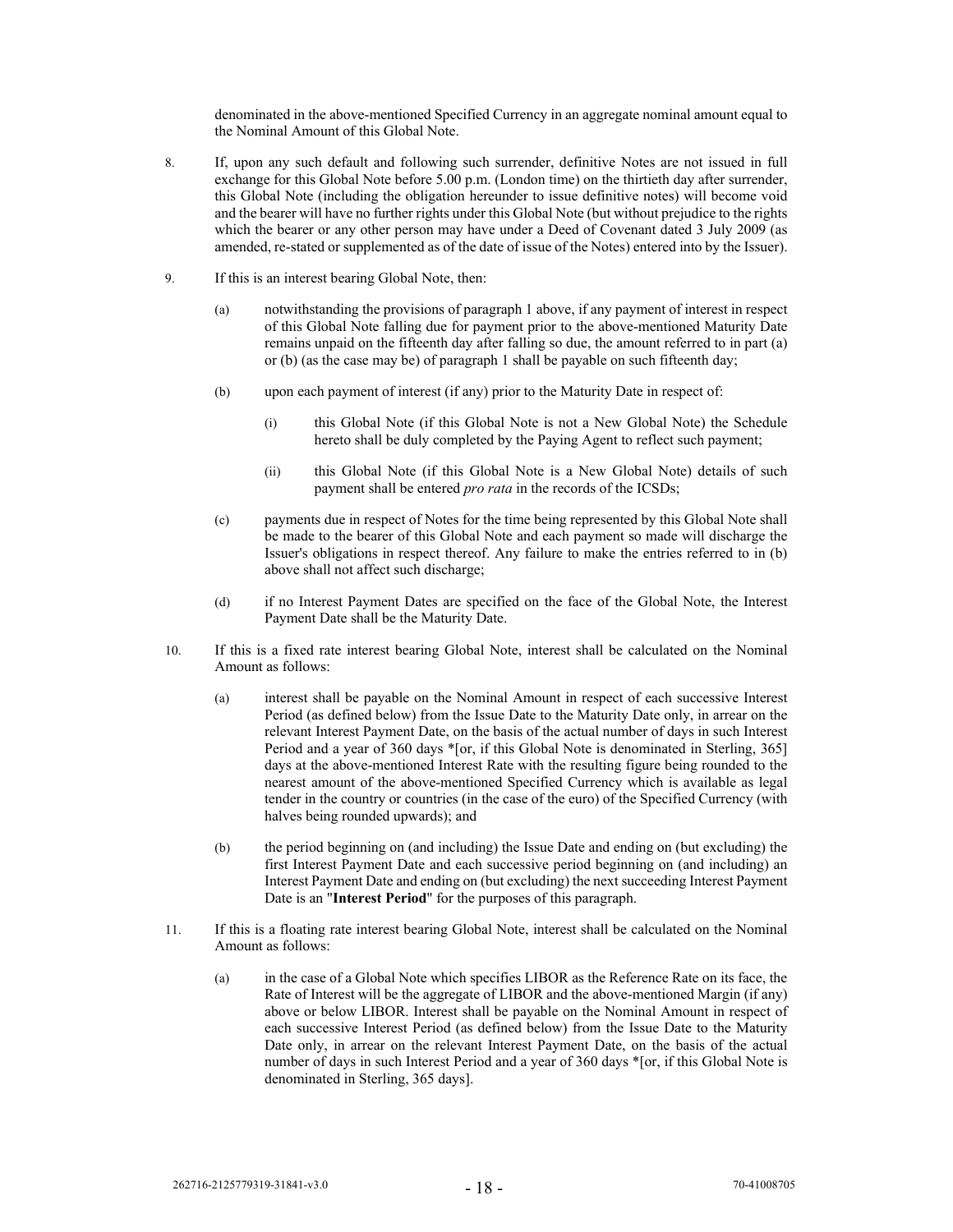denominated in the above-mentioned Specified Currency in an aggregate nominal amount equal to the Nominal Amount of this Global Note.

8. If, upon any such default and following such surrender, definitive Notes are not issued in full exchange for this Global Note before 5.00 p.m. (London time) on the thirtieth day after surrender, this Global Note (including the obligation hereunder to issue definitive notes) will become void and the bearer will have no further rights under this Global Note (but without prejudice to the rights which the bearer or any other person may have under a Deed of Covenant dated 3 July 2009 (as amended, re-stated or supplemented as of the date of issue of the Notes) entered into by the Issuer).

9. If this is an interest bearing Global Note, then:

   (a) notwithstanding the provisions of paragraph 1 above, if any payment of interest in respect of this Global Note falling due for payment prior to the above-mentioned Maturity Date remains unpaid on the fifteenth day after falling so due, the amount referred to in part (a) or (b) (as the case may be) of paragraph 1 shall be payable on such fifteenth day;

   (b) upon each payment of interest (if any) prior to the Maturity Date in respect of:

      (i) this Global Note (if this Global Note is not a New Global Note) the Schedule hereto shall be duly completed by the Paying Agent to reflect such payment;

      (ii) this Global Note (if this Global Note is a New Global Note) details of such payment shall be entered *pro rata* in the records of the ICSDs;

   (c) payments due in respect of Notes for the time being represented by this Global Note shall be made to the bearer of this Global Note and each payment so made will discharge the Issuer's obligations in respect thereof. Any failure to make the entries referred to in (b) above shall not affect such discharge;

   (d) if no Interest Payment Dates are specified on the face of the Global Note, the Interest Payment Date shall be the Maturity Date.

10. If this is a fixed rate interest bearing Global Note, interest shall be calculated on the Nominal Amount as follows:

   (a) interest shall be payable on the Nominal Amount in respect of each successive Interest Period (as defined below) from the Issue Date to the Maturity Date only, in arrear on the relevant Interest Payment Date, on the basis of the actual number of days in such Interest Period and a year of 360 days *[or, if this Global Note is denominated in Sterling, 365] days at the above-mentioned Interest Rate with the resulting figure being rounded to the nearest amount of the above-mentioned Specified Currency which is available as legal tender in the country or countries (in the case of the euro) of the Specified Currency (with halves being rounded upwards); and

   (b) the period beginning on (and including) the Issue Date and ending on (but excluding) the first Interest Payment Date and each successive period beginning on (and including) an Interest Payment Date and ending on (but excluding) the next succeeding Interest Payment Date is an "**Interest Period**" for the purposes of this paragraph.

11. If this is a floating rate interest bearing Global Note, interest shall be calculated on the Nominal Amount as follows:

   (a) in the case of a Global Note which specifies LIBOR as the Reference Rate on its face, the Rate of Interest will be the aggregate of LIBOR and the above-mentioned Margin (if any) above or below LIBOR. Interest shall be payable on the Nominal Amount in respect of each successive Interest Period (as defined below) from the Issue Date to the Maturity Date only, in arrear on the relevant Interest Payment Date, on the basis of the actual number of days in such Interest Period and a year of 360 days *[or, if this Global Note is denominated in Sterling, 365 days].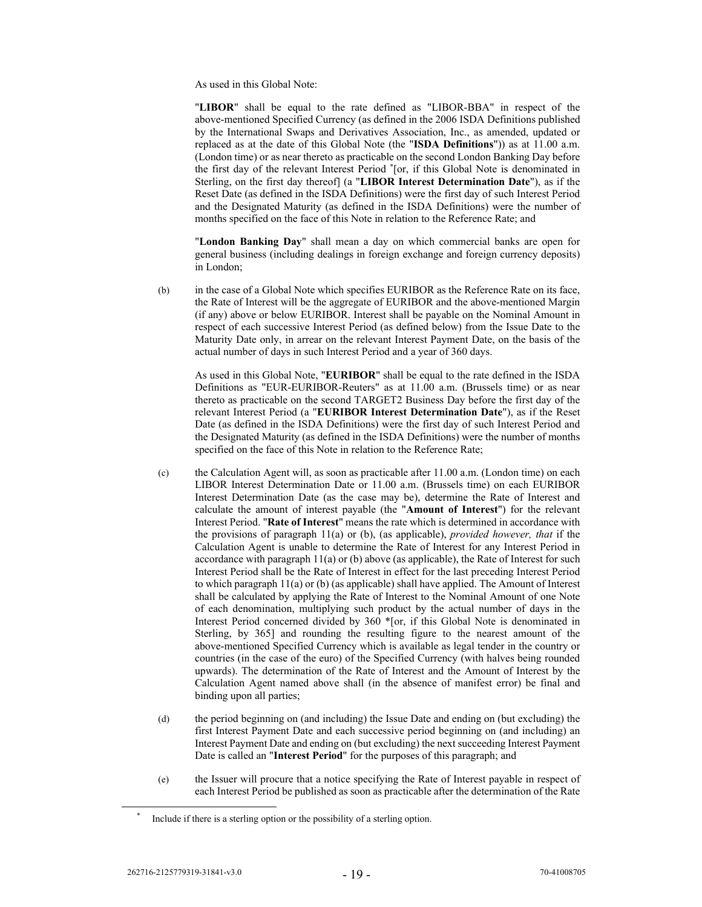As used in this Global Note:

"**LIBOR**" shall be equal to the rate defined as "LIBOR-BBA" in respect of the above-mentioned Specified Currency (as defined in the 2006 ISDA Definitions published by the International Swaps and Derivatives Association, Inc., as amended, updated or replaced as at the date of this Global Note (the "**ISDA Definitions**")) as at 11.00 a.m. (London time) or as near thereto as practicable on the second London Banking Day before the first day of the relevant Interest Period *[or, if this Global Note is denominated in Sterling, on the first day thereof] (a "**LIBOR Interest Determination Date**"), as if the Reset Date (as defined in the ISDA Definitions) were the first day of such Interest Period and the Designated Maturity (as defined in the ISDA Definitions) were the number of months specified on the face of this Note in relation to the Reference Rate; and

"**London Banking Day**" shall mean a day on which commercial banks are open for general business (including dealings in foreign exchange and foreign currency deposits) in London;

(b) in the case of a Global Note which specifies EURIBOR as the Reference Rate on its face, the Rate of Interest will be the aggregate of EURIBOR and the above-mentioned Margin (if any) above or below EURIBOR. Interest shall be payable on the Nominal Amount in respect of each successive Interest Period (as defined below) from the Issue Date to the Maturity Date only, in arrear on the relevant Interest Payment Date, on the basis of the actual number of days in such Interest Period and a year of 360 days.

As used in this Global Note, "**EURIBOR**" shall be equal to the rate defined in the ISDA Definitions as "EUR-EURIBOR-Reuters" as at 11.00 a.m. (Brussels time) or as near thereto as practicable on the second TARGET2 Business Day before the first day of the relevant Interest Period (a "**EURIBOR Interest Determination Date**"), as if the Reset Date (as defined in the ISDA Definitions) were the first day of such Interest Period and the Designated Maturity (as defined in the ISDA Definitions) were the number of months specified on the face of this Note in relation to the Reference Rate;

(c) the Calculation Agent will, as soon as practicable after 11.00 a.m. (London time) on each LIBOR Interest Determination Date or 11.00 a.m. (Brussels time) on each EURIBOR Interest Determination Date (as the case may be), determine the Rate of Interest and calculate the amount of interest payable (the "**Amount of Interest**") for the relevant Interest Period. "**Rate of Interest**" means the rate which is determined in accordance with the provisions of paragraph 11(a) or (b), (as applicable), *provided however, that* if the Calculation Agent is unable to determine the Rate of Interest for any Interest Period in accordance with paragraph 11(a) or (b) above (as applicable), the Rate of Interest for such Interest Period shall be the Rate of Interest in effect for the last preceding Interest Period to which paragraph 11(a) or (b) (as applicable) shall have applied. The Amount of Interest shall be calculated by applying the Rate of Interest to the Nominal Amount of one Note of each denomination, multiplying such product by the actual number of days in the Interest Period concerned divided by 360 *[or, if this Global Note is denominated in Sterling, by 365] and rounding the resulting figure to the nearest amount of the above-mentioned Specified Currency which is available as legal tender in the country or countries (in the case of the euro) of the Specified Currency (with halves being rounded upwards). The determination of the Rate of Interest and the Amount of Interest by the Calculation Agent named above shall (in the absence of manifest error) be final and binding upon all parties;

(d) the period beginning on (and including) the Issue Date and ending on (but excluding) the first Interest Payment Date and each successive period beginning on (and including) an Interest Payment Date and ending on (but excluding) the next succeeding Interest Payment Date is called an "**Interest Period**" for the purposes of this paragraph; and

(e) the Issuer will procure that a notice specifying the Rate of Interest payable in respect of each Interest Period be published as soon as practicable after the determination of the Rate

* Include if there is a sterling option or the possibility of a sterling option.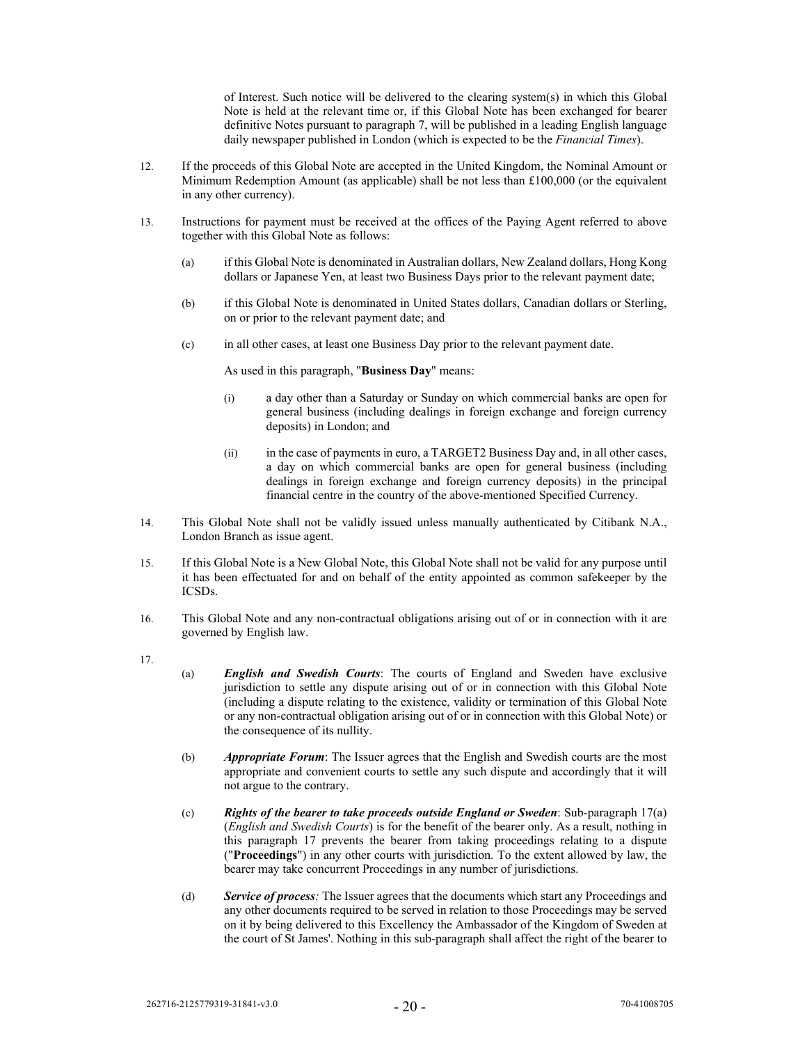of Interest. Such notice will be delivered to the clearing system(s) in which this Global Note is held at the relevant time or, if this Global Note has been exchanged for bearer definitive Notes pursuant to paragraph 7, will be published in a leading English language daily newspaper published in London (which is expected to be the *Financial Times*).

12. If the proceeds of this Global Note are accepted in the United Kingdom, the Nominal Amount or Minimum Redemption Amount (as applicable) shall be not less than £100,000 (or the equivalent in any other currency).

13. Instructions for payment must be received at the offices of the Paying Agent referred to above together with this Global Note as follows:

    (a) if this Global Note is denominated in Australian dollars, New Zealand dollars, Hong Kong dollars or Japanese Yen, at least two Business Days prior to the relevant payment date;

    (b) if this Global Note is denominated in United States dollars, Canadian dollars or Sterling, on or prior to the relevant payment date; and

    (c) in all other cases, at least one Business Day prior to the relevant payment date.

    As used in this paragraph, "**Business Day**" means:

    (i) a day other than a Saturday or Sunday on which commercial banks are open for general business (including dealings in foreign exchange and foreign currency deposits) in London; and

    (ii) in the case of payments in euro, a TARGET2 Business Day and, in all other cases, a day on which commercial banks are open for general business (including dealings in foreign exchange and foreign currency deposits) in the principal financial centre in the country of the above-mentioned Specified Currency.

14. This Global Note shall not be validly issued unless manually authenticated by Citibank N.A., London Branch as issue agent.

15. If this Global Note is a New Global Note, this Global Note shall not be valid for any purpose until it has been effectuated for and on behalf of the entity appointed as common safekeeper by the ICSDs.

16. This Global Note and any non-contractual obligations arising out of or in connection with it are governed by English law.

17.

    (a) ***English and Swedish Courts***: The courts of England and Sweden have exclusive jurisdiction to settle any dispute arising out of or in connection with this Global Note (including a dispute relating to the existence, validity or termination of this Global Note or any non-contractual obligation arising out of or in connection with this Global Note) or the consequence of its nullity.

    (b) ***Appropriate Forum***: The Issuer agrees that the English and Swedish courts are the most appropriate and convenient courts to settle any such dispute and accordingly that it will not argue to the contrary.

    (c) ***Rights of the bearer to take proceeds outside England or Sweden***: Sub-paragraph 17(a) (*English and Swedish Courts*) is for the benefit of the bearer only. As a result, nothing in this paragraph 17 prevents the bearer from taking proceedings relating to a dispute ("**Proceedings**") in any other courts with jurisdiction. To the extent allowed by law, the bearer may take concurrent Proceedings in any number of jurisdictions.

    (d) ***Service of process****:* The Issuer agrees that the documents which start any Proceedings and any other documents required to be served in relation to those Proceedings may be served on it by being delivered to this Excellency the Ambassador of the Kingdom of Sweden at the court of St James'. Nothing in this sub-paragraph shall affect the right of the bearer to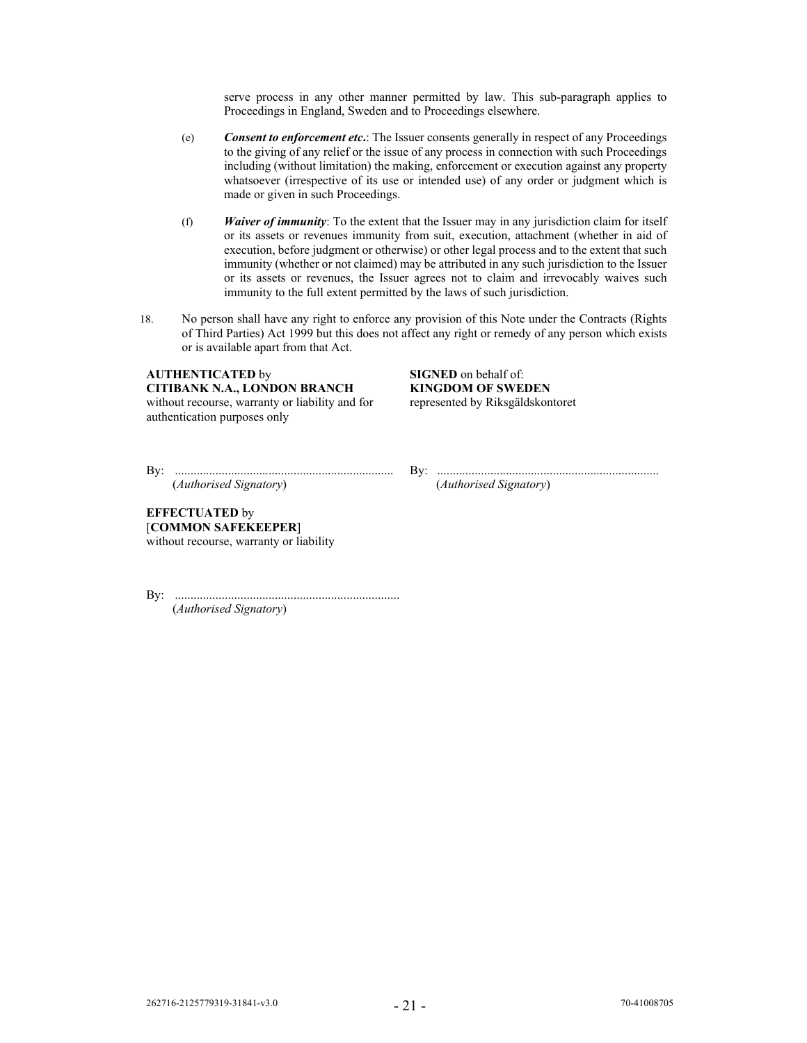serve process in any other manner permitted by law. This sub-paragraph applies to Proceedings in England, Sweden and to Proceedings elsewhere.

(e) ***Consent to enforcement etc.***: The Issuer consents generally in respect of any Proceedings to the giving of any relief or the issue of any process in connection with such Proceedings including (without limitation) the making, enforcement or execution against any property whatsoever (irrespective of its use or intended use) of any order or judgment which is made or given in such Proceedings.

(f) ***Waiver of immunity***: To the extent that the Issuer may in any jurisdiction claim for itself or its assets or revenues immunity from suit, execution, attachment (whether in aid of execution, before judgment or otherwise) or other legal process and to the extent that such immunity (whether or not claimed) may be attributed in any such jurisdiction to the Issuer or its assets or revenues, the Issuer agrees not to claim and irrevocably waives such immunity to the full extent permitted by the laws of such jurisdiction.

18. No person shall have any right to enforce any provision of this Note under the Contracts (Rights of Third Parties) Act 1999 but this does not affect any right or remedy of any person which exists or is available apart from that Act.

**AUTHENTICATED** by
**CITIBANK N.A., LONDON BRANCH**
without recourse, warranty or liability and for authentication purposes only

By: ......................................................................
(*Authorised Signatory*)

**SIGNED** on behalf of:
**KINGDOM OF SWEDEN**
represented by Riksgäldskontoret

By: ......................................................................
(*Authorised Signatory*)

**EFFECTUATED** by
[**COMMON SAFEKEEPER**]
without recourse, warranty or liability

By: ......................................................................
(*Authorised Signatory*)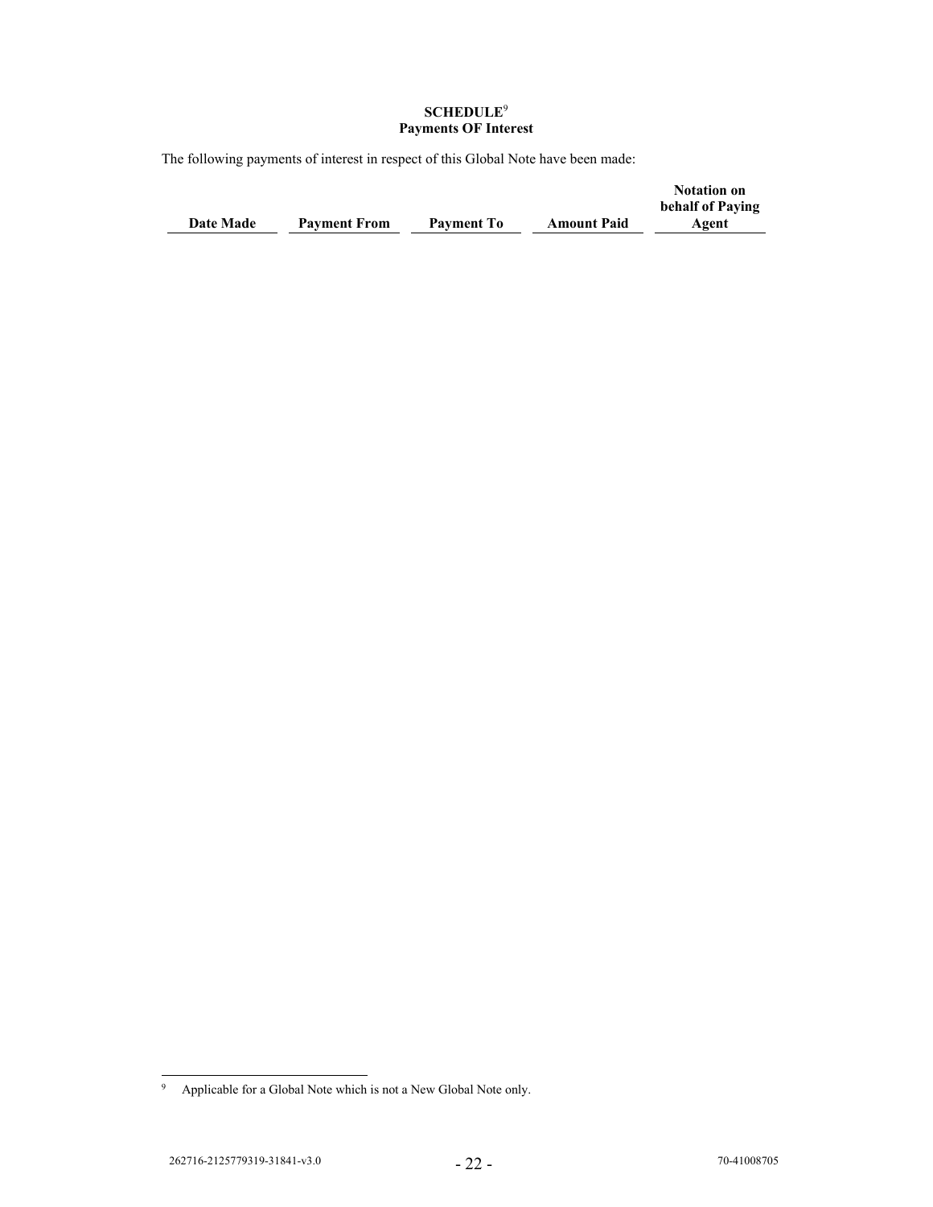**SCHEDULE**[9]
**Payments OF Interest**

The following payments of interest in respect of this Global Note have been made:

| Date Made | Payment From | Payment To | Amount Paid | Notation on behalf of Paying Agent |
|---|---|---|---|---|

[9] Applicable for a Global Note which is not a New Global Note only.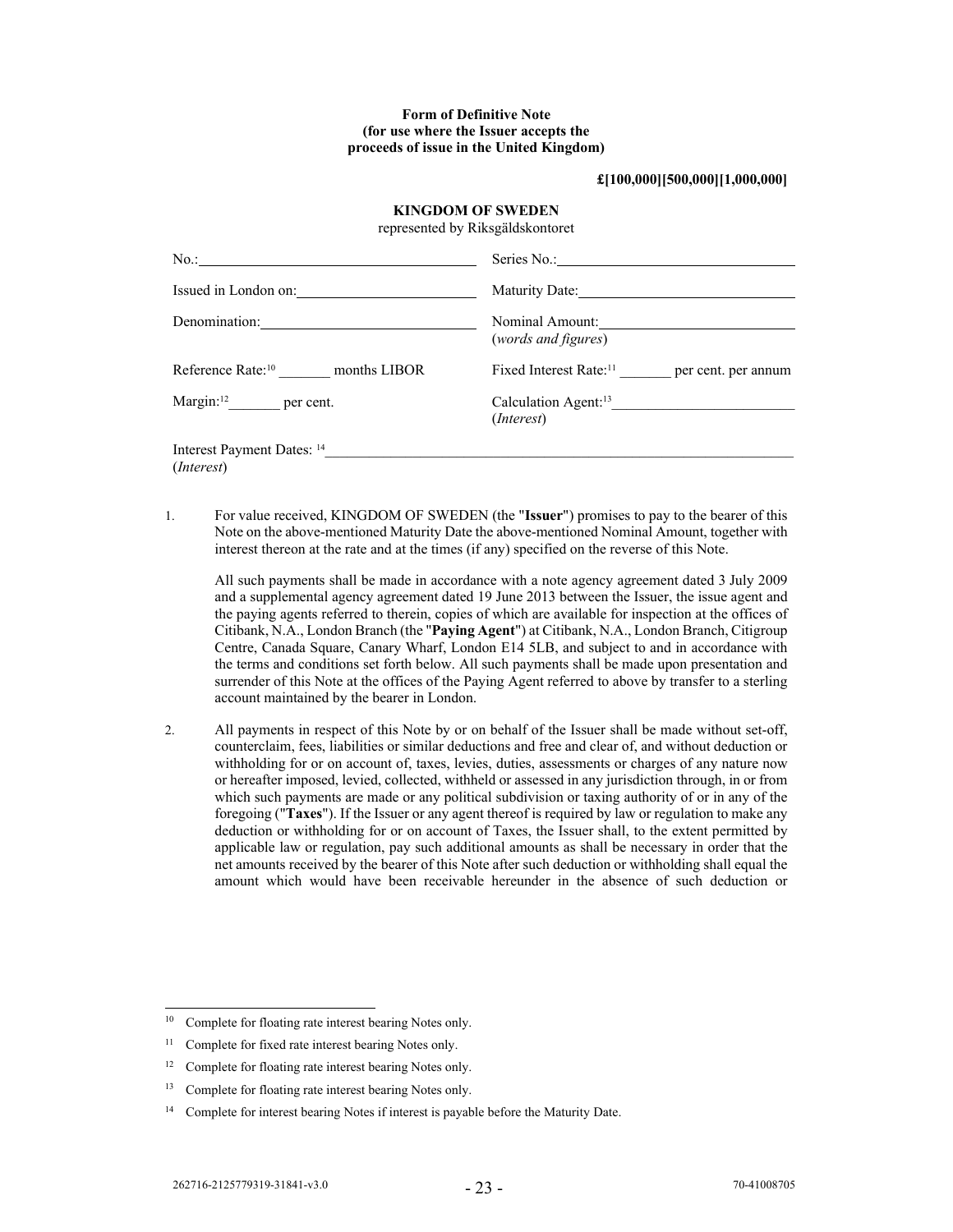**Form of Definitive Note**
**(for use where the Issuer accepts the proceeds of issue in the United Kingdom)**

**£[100,000][500,000][1,000,000]**

**KINGDOM OF SWEDEN**
represented by Riksgäldskontoret

| | |
|---|---|
| No.:\_\_\_\_\_\_\_\_\_\_\_\_\_\_\_\_\_\_\_\_ | Series No.:\_\_\_\_\_\_\_\_\_\_\_\_\_\_\_\_\_\_\_\_ |
| Issued in London on:\_\_\_\_\_\_\_\_\_\_\_\_\_\_\_\_\_\_\_\_ | Maturity Date:\_\_\_\_\_\_\_\_\_\_\_\_\_\_\_\_\_\_\_\_ |
| Denomination:\_\_\_\_\_\_\_\_\_\_\_\_\_\_\_\_\_\_\_\_ | Nominal Amount:\_\_\_\_\_\_\_\_\_\_\_\_\_\_\_\_\_\_\_\_ (*words and figures*) |
| Reference Rate:[10] \_\_\_\_\_\_\_ months LIBOR | Fixed Interest Rate:[11] \_\_\_\_\_\_\_ per cent. per annum |
| Margin:[12] \_\_\_\_\_\_\_ per cent. | Calculation Agent:[13] \_\_\_\_\_\_\_\_\_\_\_\_\_\_\_\_\_\_\_\_ (*Interest*) |

Interest Payment Dates: [14] \_\_\_\_\_\_\_\_\_\_\_\_\_\_\_\_\_\_\_\_\_\_\_\_\_\_\_\_\_\_\_\_\_\_\_\_\_\_\_\_
(*Interest*)

1. For value received, KINGDOM OF SWEDEN (the "**Issuer**") promises to pay to the bearer of this Note on the above-mentioned Maturity Date the above-mentioned Nominal Amount, together with interest thereon at the rate and at the times (if any) specified on the reverse of this Note.

   All such payments shall be made in accordance with a note agency agreement dated 3 July 2009 and a supplemental agency agreement dated 19 June 2013 between the Issuer, the issue agent and the paying agents referred to therein, copies of which are available for inspection at the offices of Citibank, N.A., London Branch (the "**Paying Agent**") at Citibank, N.A., London Branch, Citigroup Centre, Canada Square, Canary Wharf, London E14 5LB, and subject to and in accordance with the terms and conditions set forth below. All such payments shall be made upon presentation and surrender of this Note at the offices of the Paying Agent referred to above by transfer to a sterling account maintained by the bearer in London.

2. All payments in respect of this Note by or on behalf of the Issuer shall be made without set-off, counterclaim, fees, liabilities or similar deductions and free and clear of, and without deduction or withholding for or on account of, taxes, levies, duties, assessments or charges of any nature now or hereafter imposed, levied, collected, withheld or assessed in any jurisdiction through, in or from which such payments are made or any political subdivision or taxing authority of or in any of the foregoing ("**Taxes**"). If the Issuer or any agent thereof is required by law or regulation to make any deduction or withholding for or on account of Taxes, the Issuer shall, to the extent permitted by applicable law or regulation, pay such additional amounts as shall be necessary in order that the net amounts received by the bearer of this Note after such deduction or withholding shall equal the amount which would have been receivable hereunder in the absence of such deduction or

---

[10] Complete for floating rate interest bearing Notes only.

[11] Complete for fixed rate interest bearing Notes only.

[12] Complete for floating rate interest bearing Notes only.

[13] Complete for floating rate interest bearing Notes only.

[14] Complete for interest bearing Notes if interest is payable before the Maturity Date.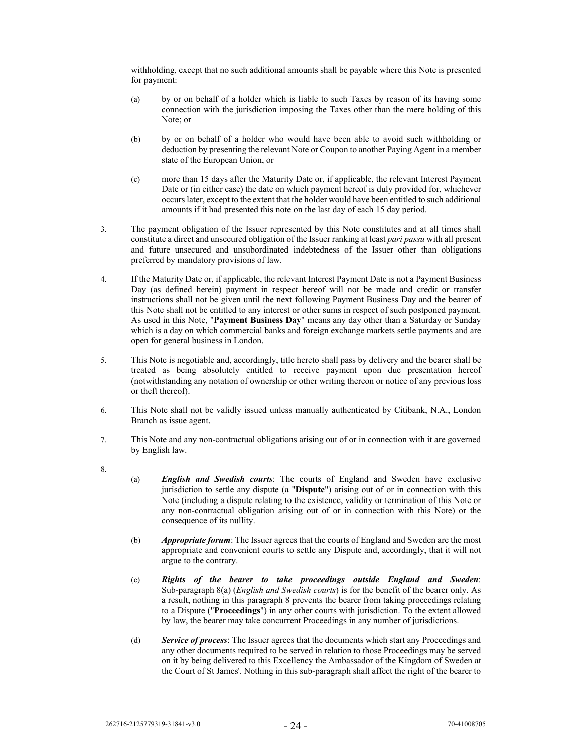withholding, except that no such additional amounts shall be payable where this Note is presented for payment:

(a) by or on behalf of a holder which is liable to such Taxes by reason of its having some connection with the jurisdiction imposing the Taxes other than the mere holding of this Note; or

(b) by or on behalf of a holder who would have been able to avoid such withholding or deduction by presenting the relevant Note or Coupon to another Paying Agent in a member state of the European Union, or

(c) more than 15 days after the Maturity Date or, if applicable, the relevant Interest Payment Date or (in either case) the date on which payment hereof is duly provided for, whichever occurs later, except to the extent that the holder would have been entitled to such additional amounts if it had presented this note on the last day of each 15 day period.

3. The payment obligation of the Issuer represented by this Note constitutes and at all times shall constitute a direct and unsecured obligation of the Issuer ranking at least *pari passu* with all present and future unsecured and unsubordinated indebtedness of the Issuer other than obligations preferred by mandatory provisions of law.

4. If the Maturity Date or, if applicable, the relevant Interest Payment Date is not a Payment Business Day (as defined herein) payment in respect hereof will not be made and credit or transfer instructions shall not be given until the next following Payment Business Day and the bearer of this Note shall not be entitled to any interest or other sums in respect of such postponed payment. As used in this Note, "**Payment Business Day**" means any day other than a Saturday or Sunday which is a day on which commercial banks and foreign exchange markets settle payments and are open for general business in London.

5. This Note is negotiable and, accordingly, title hereto shall pass by delivery and the bearer shall be treated as being absolutely entitled to receive payment upon due presentation hereof (notwithstanding any notation of ownership or other writing thereon or notice of any previous loss or theft thereof).

6. This Note shall not be validly issued unless manually authenticated by Citibank, N.A., London Branch as issue agent.

7. This Note and any non-contractual obligations arising out of or in connection with it are governed by English law.

8.

(a) ***English and Swedish courts***: The courts of England and Sweden have exclusive jurisdiction to settle any dispute (a "**Dispute**") arising out of or in connection with this Note (including a dispute relating to the existence, validity or termination of this Note or any non-contractual obligation arising out of or in connection with this Note) or the consequence of its nullity.

(b) ***Appropriate forum***: The Issuer agrees that the courts of England and Sweden are the most appropriate and convenient courts to settle any Dispute and, accordingly, that it will not argue to the contrary.

(c) ***Rights of the bearer to take proceedings outside England and Sweden***: Sub-paragraph 8(a) (*English and Swedish courts*) is for the benefit of the bearer only. As a result, nothing in this paragraph 8 prevents the bearer from taking proceedings relating to a Dispute ("**Proceedings**") in any other courts with jurisdiction. To the extent allowed by law, the bearer may take concurrent Proceedings in any number of jurisdictions.

(d) ***Service of process***: The Issuer agrees that the documents which start any Proceedings and any other documents required to be served in relation to those Proceedings may be served on it by being delivered to this Excellency the Ambassador of the Kingdom of Sweden at the Court of St James'. Nothing in this sub-paragraph shall affect the right of the bearer to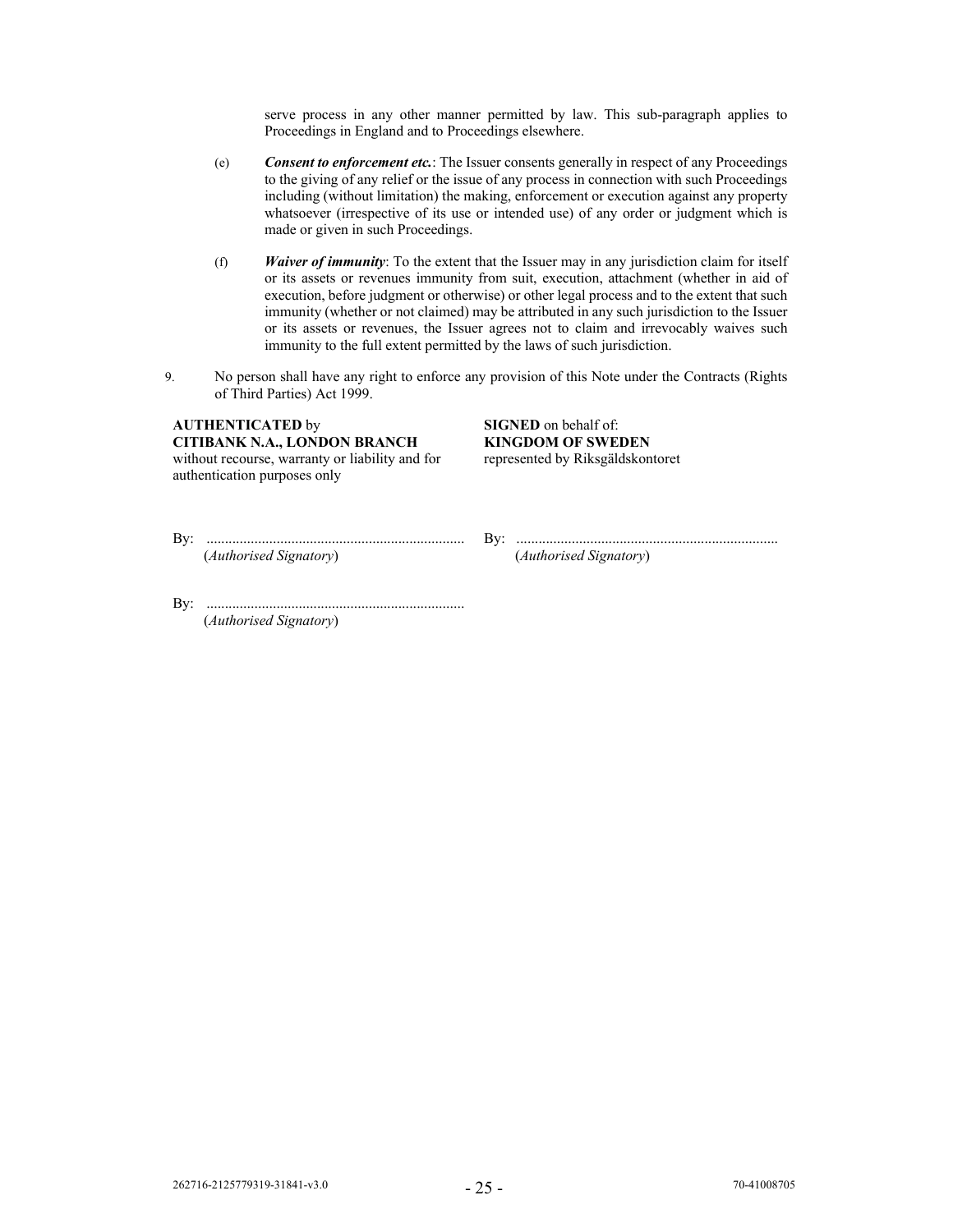serve process in any other manner permitted by law. This sub-paragraph applies to Proceedings in England and to Proceedings elsewhere.

(e) ***Consent to enforcement etc.***: The Issuer consents generally in respect of any Proceedings to the giving of any relief or the issue of any process in connection with such Proceedings including (without limitation) the making, enforcement or execution against any property whatsoever (irrespective of its use or intended use) of any order or judgment which is made or given in such Proceedings.

(f) ***Waiver of immunity***: To the extent that the Issuer may in any jurisdiction claim for itself or its assets or revenues immunity from suit, execution, attachment (whether in aid of execution, before judgment or otherwise) or other legal process and to the extent that such immunity (whether or not claimed) may be attributed in any such jurisdiction to the Issuer or its assets or revenues, the Issuer agrees not to claim and irrevocably waives such immunity to the full extent permitted by the laws of such jurisdiction.

9. No person shall have any right to enforce any provision of this Note under the Contracts (Rights of Third Parties) Act 1999.

**AUTHENTICATED** by
**CITIBANK N.A., LONDON BRANCH**
without recourse, warranty or liability and for authentication purposes only

By: ......................................................................
(*Authorised Signatory*)

By: ......................................................................
(*Authorised Signatory*)

**SIGNED** on behalf of:
**KINGDOM OF SWEDEN**
represented by Riksgäldskontoret

By: ......................................................................
(*Authorised Signatory*)

262716-2125779319-31841-v3.0 70-41008705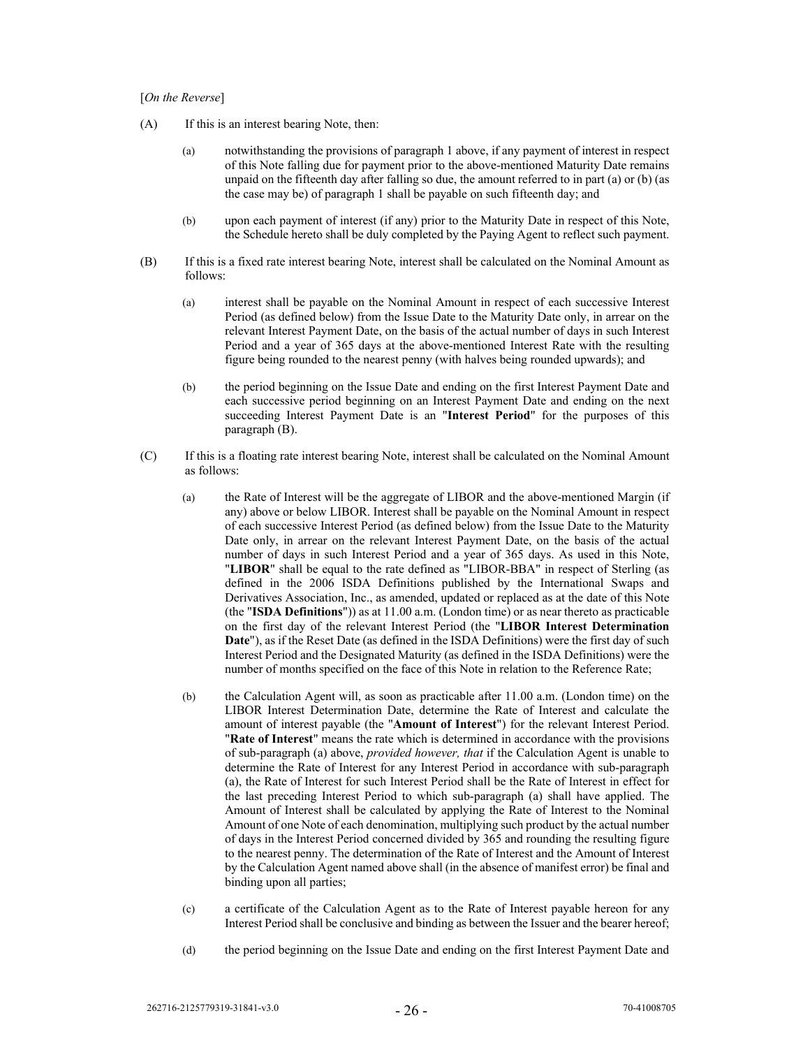[*On the Reverse*]

(A) If this is an interest bearing Note, then:

(a) notwithstanding the provisions of paragraph 1 above, if any payment of interest in respect of this Note falling due for payment prior to the above-mentioned Maturity Date remains unpaid on the fifteenth day after falling so due, the amount referred to in part (a) or (b) (as the case may be) of paragraph 1 shall be payable on such fifteenth day; and

(b) upon each payment of interest (if any) prior to the Maturity Date in respect of this Note, the Schedule hereto shall be duly completed by the Paying Agent to reflect such payment.

(B) If this is a fixed rate interest bearing Note, interest shall be calculated on the Nominal Amount as follows:

(a) interest shall be payable on the Nominal Amount in respect of each successive Interest Period (as defined below) from the Issue Date to the Maturity Date only, in arrear on the relevant Interest Payment Date, on the basis of the actual number of days in such Interest Period and a year of 365 days at the above-mentioned Interest Rate with the resulting figure being rounded to the nearest penny (with halves being rounded upwards); and

(b) the period beginning on the Issue Date and ending on the first Interest Payment Date and each successive period beginning on an Interest Payment Date and ending on the next succeeding Interest Payment Date is an "**Interest Period**" for the purposes of this paragraph (B).

(C) If this is a floating rate interest bearing Note, interest shall be calculated on the Nominal Amount as follows:

(a) the Rate of Interest will be the aggregate of LIBOR and the above-mentioned Margin (if any) above or below LIBOR. Interest shall be payable on the Nominal Amount in respect of each successive Interest Period (as defined below) from the Issue Date to the Maturity Date only, in arrear on the relevant Interest Payment Date, on the basis of the actual number of days in such Interest Period and a year of 365 days. As used in this Note, "**LIBOR**" shall be equal to the rate defined as "LIBOR-BBA" in respect of Sterling (as defined in the 2006 ISDA Definitions published by the International Swaps and Derivatives Association, Inc., as amended, updated or replaced as at the date of this Note (the "**ISDA Definitions**")) as at 11.00 a.m. (London time) or as near thereto as practicable on the first day of the relevant Interest Period (the "**LIBOR Interest Determination Date**"), as if the Reset Date (as defined in the ISDA Definitions) were the first day of such Interest Period and the Designated Maturity (as defined in the ISDA Definitions) were the number of months specified on the face of this Note in relation to the Reference Rate;

(b) the Calculation Agent will, as soon as practicable after 11.00 a.m. (London time) on the LIBOR Interest Determination Date, determine the Rate of Interest and calculate the amount of interest payable (the "**Amount of Interest**") for the relevant Interest Period. "**Rate of Interest**" means the rate which is determined in accordance with the provisions of sub-paragraph (a) above, *provided however, that* if the Calculation Agent is unable to determine the Rate of Interest for any Interest Period in accordance with sub-paragraph (a), the Rate of Interest for such Interest Period shall be the Rate of Interest in effect for the last preceding Interest Period to which sub-paragraph (a) shall have applied. The Amount of Interest shall be calculated by applying the Rate of Interest to the Nominal Amount of one Note of each denomination, multiplying such product by the actual number of days in the Interest Period concerned divided by 365 and rounding the resulting figure to the nearest penny. The determination of the Rate of Interest and the Amount of Interest by the Calculation Agent named above shall (in the absence of manifest error) be final and binding upon all parties;

(c) a certificate of the Calculation Agent as to the Rate of Interest payable hereon for any Interest Period shall be conclusive and binding as between the Issuer and the bearer hereof;

(d) the period beginning on the Issue Date and ending on the first Interest Payment Date and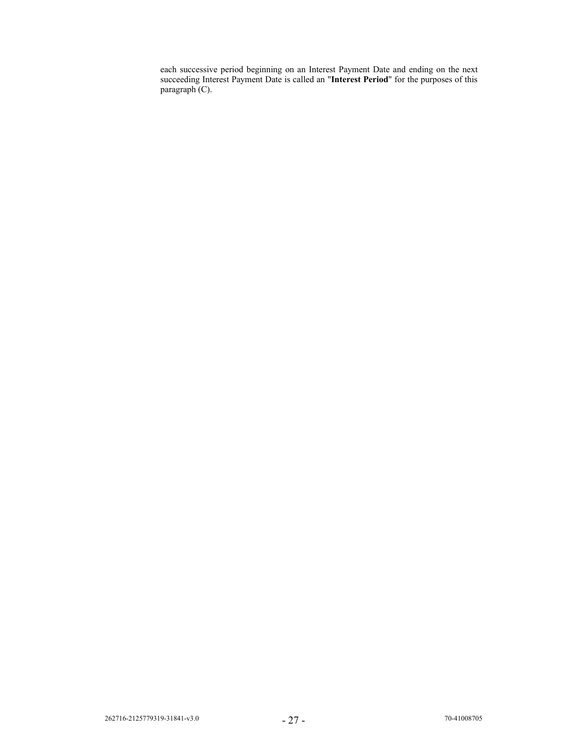each successive period beginning on an Interest Payment Date and ending on the next succeeding Interest Payment Date is called an "**Interest Period**" for the purposes of this paragraph (C).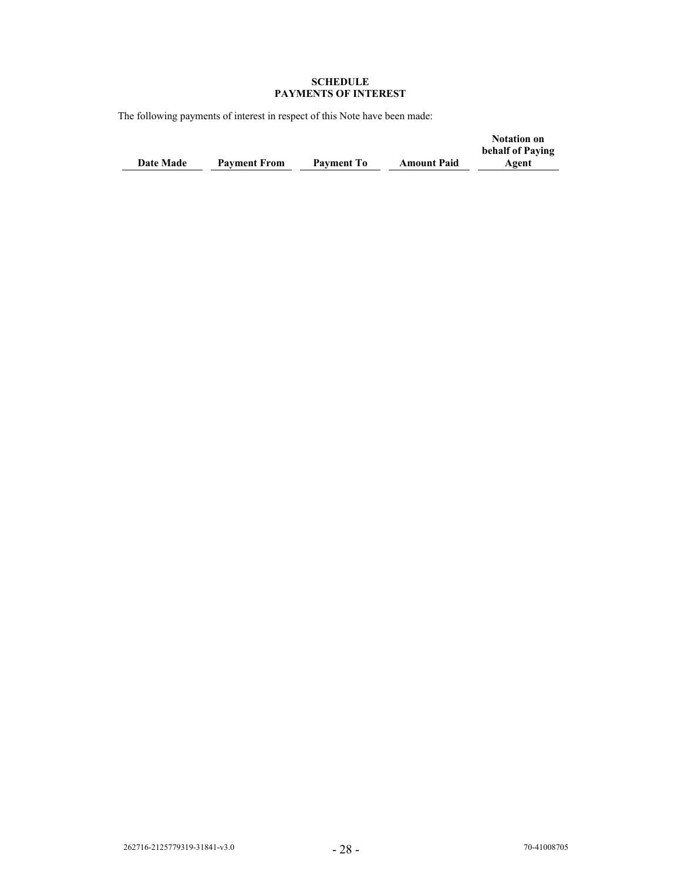**SCHEDULE**
**PAYMENTS OF INTEREST**

The following payments of interest in respect of this Note have been made:

| Date Made | Payment From | Payment To | Amount Paid | Notation on behalf of Paying Agent |
|---|---|---|---|---|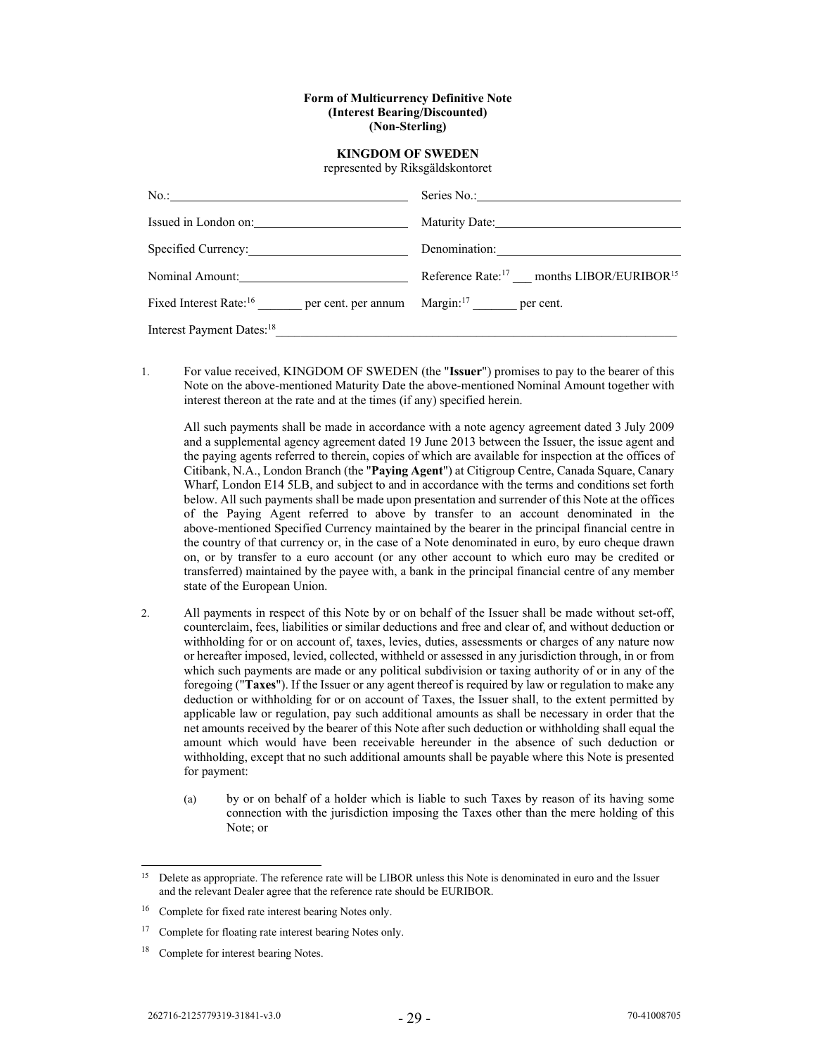**Form of Multicurrency Definitive Note**
**(Interest Bearing/Discounted)**
**(Non-Sterling)**

**KINGDOM OF SWEDEN**
represented by Riksgäldskontoret

| | |
|---|---|
| No.: | Series No.: |
| Issued in London on: | Maturity Date: |
| Specified Currency: | Denomination: |
| Nominal Amount: | Reference Rate:[17] ___ months LIBOR/EURIBOR[15] |
| Fixed Interest Rate:[16] _______ per cent. per annum | Margin:[17] _______ per cent. |
| Interest Payment Dates:[18] | |

1. For value received, KINGDOM OF SWEDEN (the "**Issuer**") promises to pay to the bearer of this Note on the above-mentioned Maturity Date the above-mentioned Nominal Amount together with interest thereon at the rate and at the times (if any) specified herein.

   All such payments shall be made in accordance with a note agency agreement dated 3 July 2009 and a supplemental agency agreement dated 19 June 2013 between the Issuer, the issue agent and the paying agents referred to therein, copies of which are available for inspection at the offices of Citibank, N.A., London Branch (the "**Paying Agent**") at Citigroup Centre, Canada Square, Canary Wharf, London E14 5LB, and subject to and in accordance with the terms and conditions set forth below. All such payments shall be made upon presentation and surrender of this Note at the offices of the Paying Agent referred to above by transfer to an account denominated in the above-mentioned Specified Currency maintained by the bearer in the principal financial centre in the country of that currency or, in the case of a Note denominated in euro, by euro cheque drawn on, or by transfer to a euro account (or any other account to which euro may be credited or transferred) maintained by the payee with, a bank in the principal financial centre of any member state of the European Union.

2. All payments in respect of this Note by or on behalf of the Issuer shall be made without set-off, counterclaim, fees, liabilities or similar deductions and free and clear of, and without deduction or withholding for or on account of, taxes, levies, duties, assessments or charges of any nature now or hereafter imposed, levied, collected, withheld or assessed in any jurisdiction through, in or from which such payments are made or any political subdivision or taxing authority of or in any of the foregoing ("**Taxes**"). If the Issuer or any agent thereof is required by law or regulation to make any deduction or withholding for or on account of Taxes, the Issuer shall, to the extent permitted by applicable law or regulation, pay such additional amounts as shall be necessary in order that the net amounts received by the bearer of this Note after such deduction or withholding shall equal the amount which would have been receivable hereunder in the absence of such deduction or withholding, except that no such additional amounts shall be payable where this Note is presented for payment:

   (a) by or on behalf of a holder which is liable to such Taxes by reason of its having some connection with the jurisdiction imposing the Taxes other than the mere holding of this Note; or

---

[15] Delete as appropriate. The reference rate will be LIBOR unless this Note is denominated in euro and the Issuer and the relevant Dealer agree that the reference rate should be EURIBOR.

[16] Complete for fixed rate interest bearing Notes only.

[17] Complete for floating rate interest bearing Notes only.

[18] Complete for interest bearing Notes.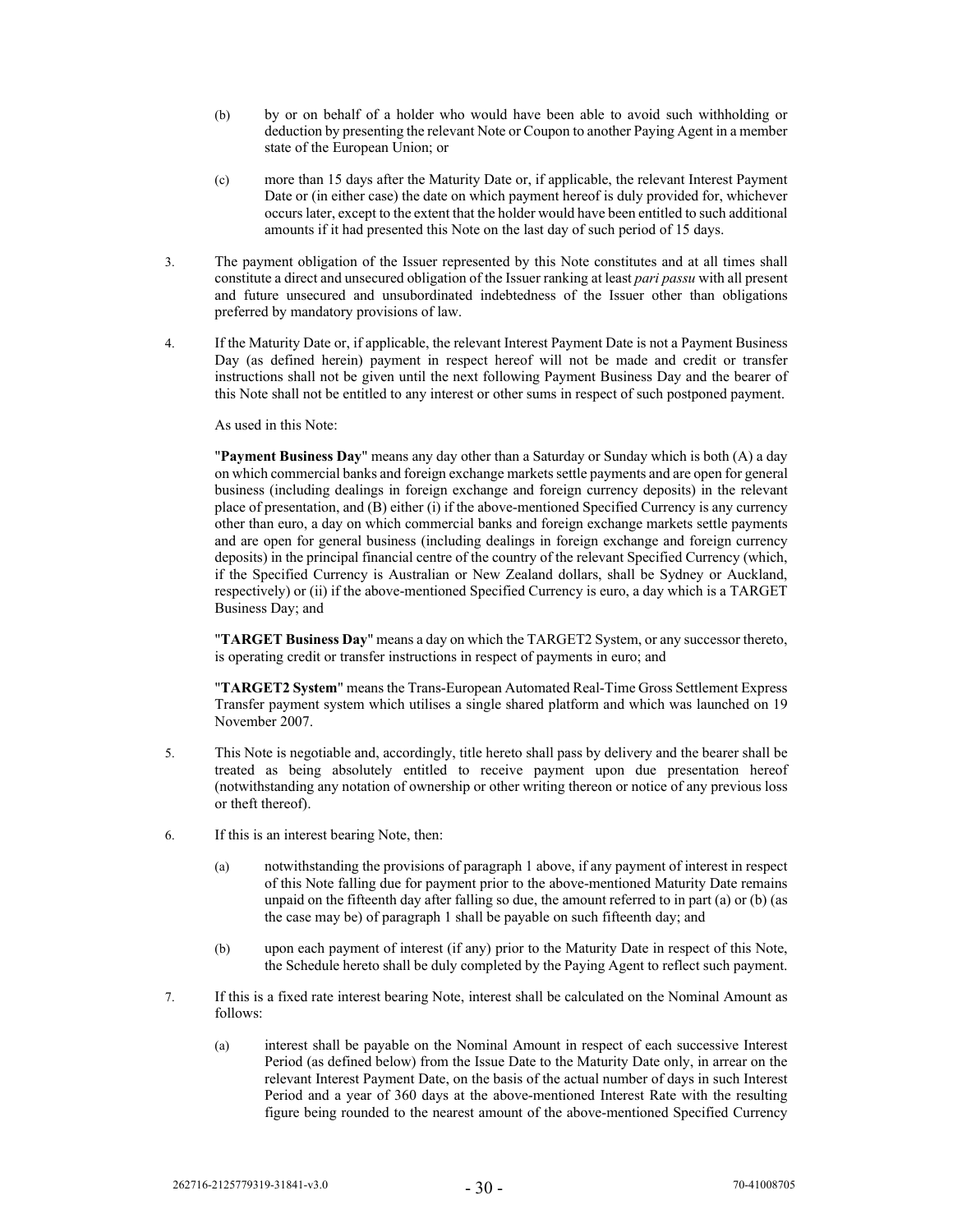(b) by or on behalf of a holder who would have been able to avoid such withholding or deduction by presenting the relevant Note or Coupon to another Paying Agent in a member state of the European Union; or

(c) more than 15 days after the Maturity Date or, if applicable, the relevant Interest Payment Date or (in either case) the date on which payment hereof is duly provided for, whichever occurs later, except to the extent that the holder would have been entitled to such additional amounts if it had presented this Note on the last day of such period of 15 days.

3. The payment obligation of the Issuer represented by this Note constitutes and at all times shall constitute a direct and unsecured obligation of the Issuer ranking at least *pari passu* with all present and future unsecured and unsubordinated indebtedness of the Issuer other than obligations preferred by mandatory provisions of law.

4. If the Maturity Date or, if applicable, the relevant Interest Payment Date is not a Payment Business Day (as defined herein) payment in respect hereof will not be made and credit or transfer instructions shall not be given until the next following Payment Business Day and the bearer of this Note shall not be entitled to any interest or other sums in respect of such postponed payment.

   As used in this Note:

   "**Payment Business Day**" means any day other than a Saturday or Sunday which is both (A) a day on which commercial banks and foreign exchange markets settle payments and are open for general business (including dealings in foreign exchange and foreign currency deposits) in the relevant place of presentation, and (B) either (i) if the above-mentioned Specified Currency is any currency other than euro, a day on which commercial banks and foreign exchange markets settle payments and are open for general business (including dealings in foreign exchange and foreign currency deposits) in the principal financial centre of the country of the relevant Specified Currency (which, if the Specified Currency is Australian or New Zealand dollars, shall be Sydney or Auckland, respectively) or (ii) if the above-mentioned Specified Currency is euro, a day which is a TARGET Business Day; and

   "**TARGET Business Day**" means a day on which the TARGET2 System, or any successor thereto, is operating credit or transfer instructions in respect of payments in euro; and

   "**TARGET2 System**" means the Trans-European Automated Real-Time Gross Settlement Express Transfer payment system which utilises a single shared platform and which was launched on 19 November 2007.

5. This Note is negotiable and, accordingly, title hereto shall pass by delivery and the bearer shall be treated as being absolutely entitled to receive payment upon due presentation hereof (notwithstanding any notation of ownership or other writing thereon or notice of any previous loss or theft thereof).

6. If this is an interest bearing Note, then:

   (a) notwithstanding the provisions of paragraph 1 above, if any payment of interest in respect of this Note falling due for payment prior to the above-mentioned Maturity Date remains unpaid on the fifteenth day after falling so due, the amount referred to in part (a) or (b) (as the case may be) of paragraph 1 shall be payable on such fifteenth day; and

   (b) upon each payment of interest (if any) prior to the Maturity Date in respect of this Note, the Schedule hereto shall be duly completed by the Paying Agent to reflect such payment.

7. If this is a fixed rate interest bearing Note, interest shall be calculated on the Nominal Amount as follows:

   (a) interest shall be payable on the Nominal Amount in respect of each successive Interest Period (as defined below) from the Issue Date to the Maturity Date only, in arrear on the relevant Interest Payment Date, on the basis of the actual number of days in such Interest Period and a year of 360 days at the above-mentioned Interest Rate with the resulting figure being rounded to the nearest amount of the above-mentioned Specified Currency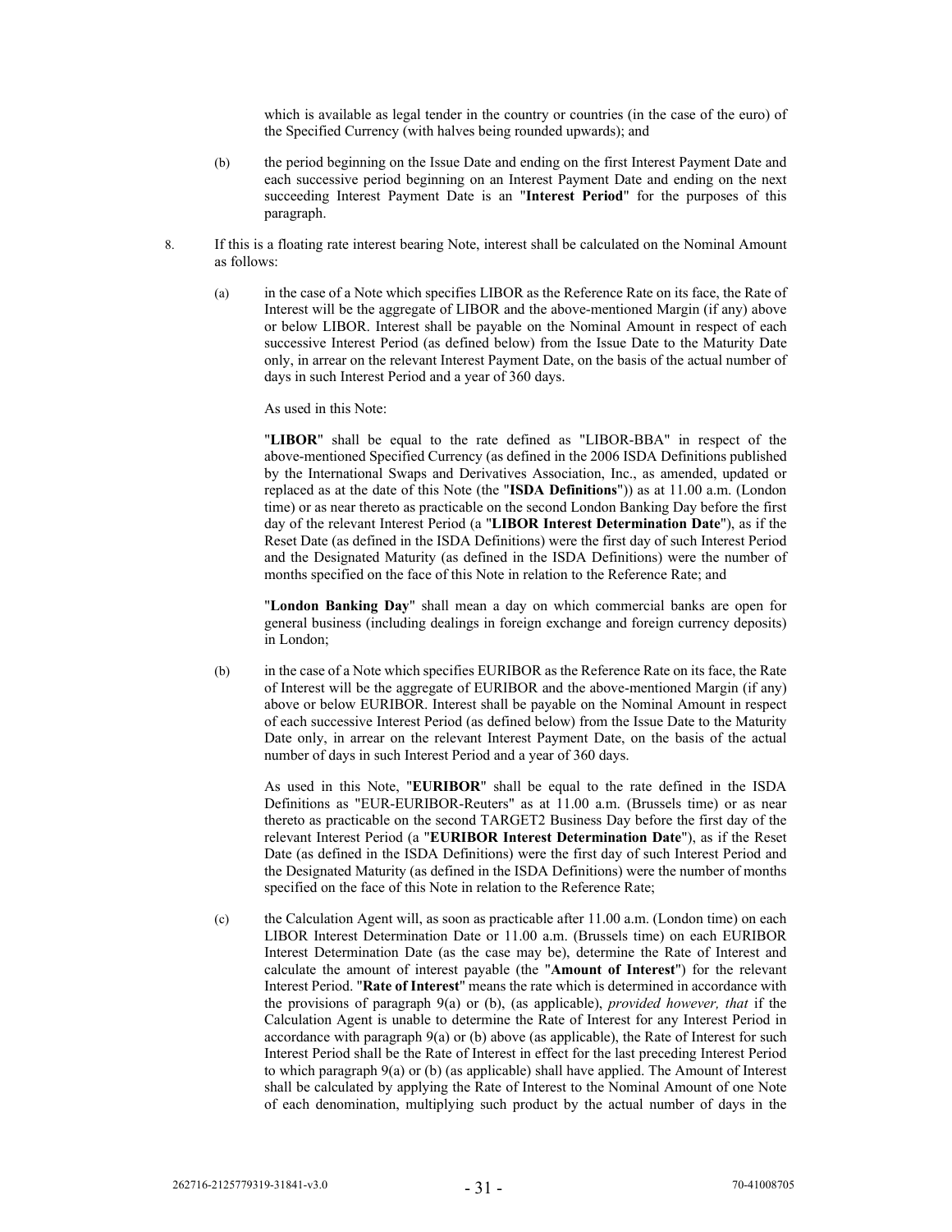which is available as legal tender in the country or countries (in the case of the euro) of the Specified Currency (with halves being rounded upwards); and

(b) the period beginning on the Issue Date and ending on the first Interest Payment Date and each successive period beginning on an Interest Payment Date and ending on the next succeeding Interest Payment Date is an "**Interest Period**" for the purposes of this paragraph.

8. If this is a floating rate interest bearing Note, interest shall be calculated on the Nominal Amount as follows:

(a) in the case of a Note which specifies LIBOR as the Reference Rate on its face, the Rate of Interest will be the aggregate of LIBOR and the above-mentioned Margin (if any) above or below LIBOR. Interest shall be payable on the Nominal Amount in respect of each successive Interest Period (as defined below) from the Issue Date to the Maturity Date only, in arrear on the relevant Interest Payment Date, on the basis of the actual number of days in such Interest Period and a year of 360 days.

As used in this Note:

"**LIBOR**" shall be equal to the rate defined as "LIBOR-BBA" in respect of the above-mentioned Specified Currency (as defined in the 2006 ISDA Definitions published by the International Swaps and Derivatives Association, Inc., as amended, updated or replaced as at the date of this Note (the "**ISDA Definitions**")) as at 11.00 a.m. (London time) or as near thereto as practicable on the second London Banking Day before the first day of the relevant Interest Period (a "**LIBOR Interest Determination Date**"), as if the Reset Date (as defined in the ISDA Definitions) were the first day of such Interest Period and the Designated Maturity (as defined in the ISDA Definitions) were the number of months specified on the face of this Note in relation to the Reference Rate; and

"**London Banking Day**" shall mean a day on which commercial banks are open for general business (including dealings in foreign exchange and foreign currency deposits) in London;

(b) in the case of a Note which specifies EURIBOR as the Reference Rate on its face, the Rate of Interest will be the aggregate of EURIBOR and the above-mentioned Margin (if any) above or below EURIBOR. Interest shall be payable on the Nominal Amount in respect of each successive Interest Period (as defined below) from the Issue Date to the Maturity Date only, in arrear on the relevant Interest Payment Date, on the basis of the actual number of days in such Interest Period and a year of 360 days.

As used in this Note, "**EURIBOR**" shall be equal to the rate defined in the ISDA Definitions as "EUR-EURIBOR-Reuters" as at 11.00 a.m. (Brussels time) or as near thereto as practicable on the second TARGET2 Business Day before the first day of the relevant Interest Period (a "**EURIBOR Interest Determination Date**"), as if the Reset Date (as defined in the ISDA Definitions) were the first day of such Interest Period and the Designated Maturity (as defined in the ISDA Definitions) were the number of months specified on the face of this Note in relation to the Reference Rate;

(c) the Calculation Agent will, as soon as practicable after 11.00 a.m. (London time) on each LIBOR Interest Determination Date or 11.00 a.m. (Brussels time) on each EURIBOR Interest Determination Date (as the case may be), determine the Rate of Interest and calculate the amount of interest payable (the "**Amount of Interest**") for the relevant Interest Period. "**Rate of Interest**" means the rate which is determined in accordance with the provisions of paragraph 9(a) or (b), (as applicable), *provided however, that* if the Calculation Agent is unable to determine the Rate of Interest for any Interest Period in accordance with paragraph 9(a) or (b) above (as applicable), the Rate of Interest for such Interest Period shall be the Rate of Interest in effect for the last preceding Interest Period to which paragraph 9(a) or (b) (as applicable) shall have applied. The Amount of Interest shall be calculated by applying the Rate of Interest to the Nominal Amount of one Note of each denomination, multiplying such product by the actual number of days in the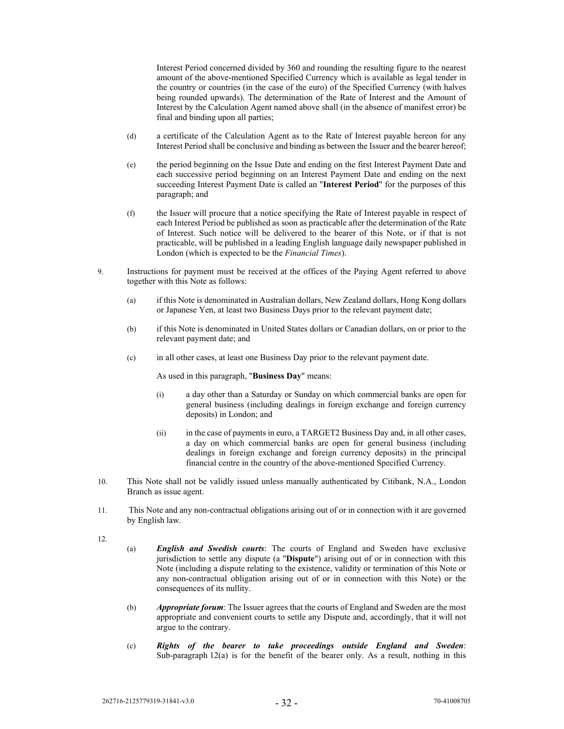Interest Period concerned divided by 360 and rounding the resulting figure to the nearest amount of the above-mentioned Specified Currency which is available as legal tender in the country or countries (in the case of the euro) of the Specified Currency (with halves being rounded upwards). The determination of the Rate of Interest and the Amount of Interest by the Calculation Agent named above shall (in the absence of manifest error) be final and binding upon all parties;

(d) a certificate of the Calculation Agent as to the Rate of Interest payable hereon for any Interest Period shall be conclusive and binding as between the Issuer and the bearer hereof;

(e) the period beginning on the Issue Date and ending on the first Interest Payment Date and each successive period beginning on an Interest Payment Date and ending on the next succeeding Interest Payment Date is called an "**Interest Period**" for the purposes of this paragraph; and

(f) the Issuer will procure that a notice specifying the Rate of Interest payable in respect of each Interest Period be published as soon as practicable after the determination of the Rate of Interest. Such notice will be delivered to the bearer of this Note, or if that is not practicable, will be published in a leading English language daily newspaper published in London (which is expected to be the *Financial Times*).

9. Instructions for payment must be received at the offices of the Paying Agent referred to above together with this Note as follows:

(a) if this Note is denominated in Australian dollars, New Zealand dollars, Hong Kong dollars or Japanese Yen, at least two Business Days prior to the relevant payment date;

(b) if this Note is denominated in United States dollars or Canadian dollars, on or prior to the relevant payment date; and

(c) in all other cases, at least one Business Day prior to the relevant payment date.

As used in this paragraph, "**Business Day**" means:

(i) a day other than a Saturday or Sunday on which commercial banks are open for general business (including dealings in foreign exchange and foreign currency deposits) in London; and

(ii) in the case of payments in euro, a TARGET2 Business Day and, in all other cases, a day on which commercial banks are open for general business (including dealings in foreign exchange and foreign currency deposits) in the principal financial centre in the country of the above-mentioned Specified Currency.

10. This Note shall not be validly issued unless manually authenticated by Citibank, N.A., London Branch as issue agent.

11. This Note and any non-contractual obligations arising out of or in connection with it are governed by English law.

12.

(a) ***English and Swedish courts***: The courts of England and Sweden have exclusive jurisdiction to settle any dispute (a "**Dispute**") arising out of or in connection with this Note (including a dispute relating to the existence, validity or termination of this Note or any non-contractual obligation arising out of or in connection with this Note) or the consequences of its nullity.

(b) ***Appropriate forum***: The Issuer agrees that the courts of England and Sweden are the most appropriate and convenient courts to settle any Dispute and, accordingly, that it will not argue to the contrary.

(c) ***Rights of the bearer to take proceedings outside England and Sweden***: Sub-paragraph 12(a) is for the benefit of the bearer only. As a result, nothing in this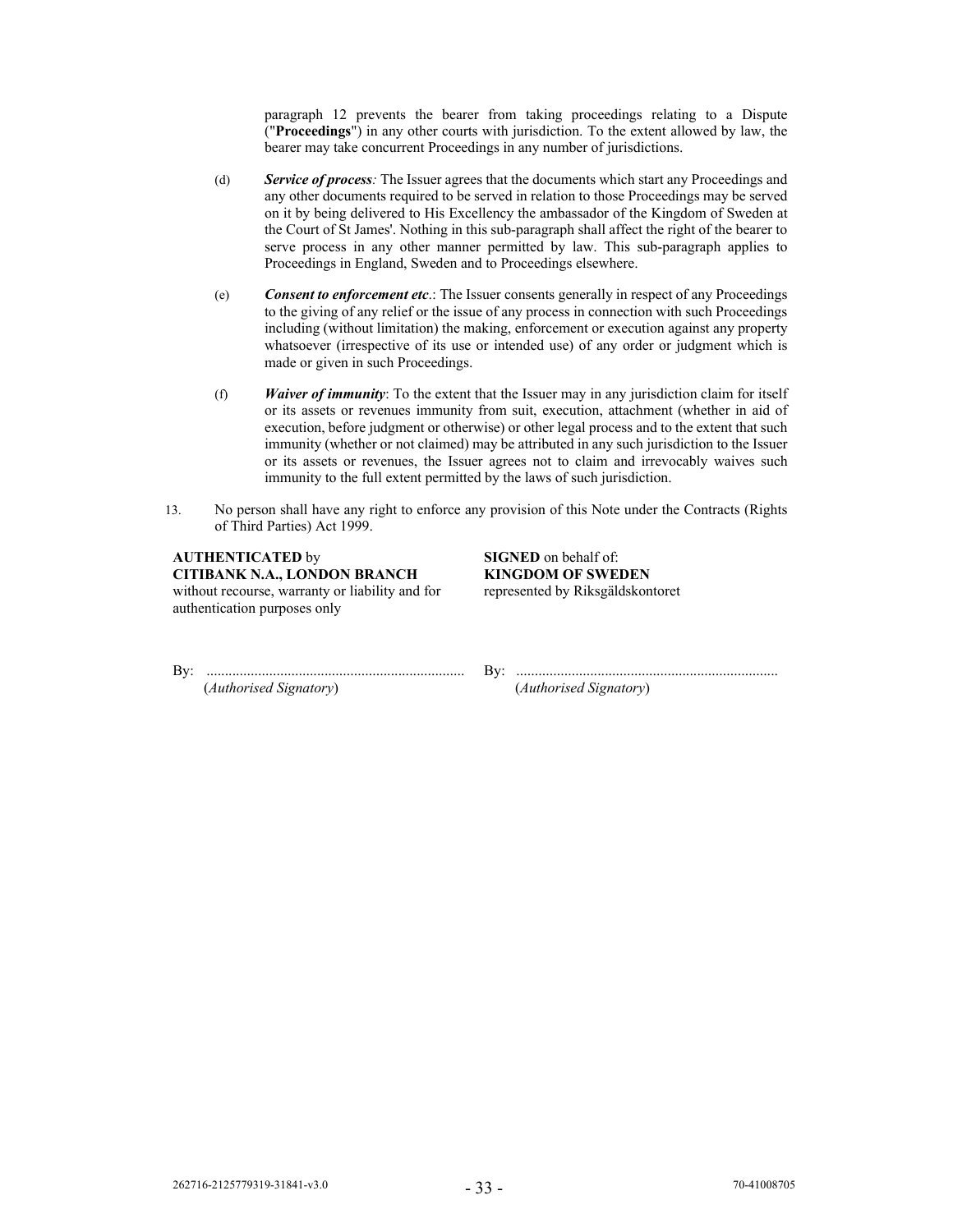paragraph 12 prevents the bearer from taking proceedings relating to a Dispute ("**Proceedings**") in any other courts with jurisdiction. To the extent allowed by law, the bearer may take concurrent Proceedings in any number of jurisdictions.

(d) ***Service of process**:* The Issuer agrees that the documents which start any Proceedings and any other documents required to be served in relation to those Proceedings may be served on it by being delivered to His Excellency the ambassador of the Kingdom of Sweden at the Court of St James'. Nothing in this sub-paragraph shall affect the right of the bearer to serve process in any other manner permitted by law. This sub-paragraph applies to Proceedings in England, Sweden and to Proceedings elsewhere.

(e) ***Consent to enforcement etc.***: The Issuer consents generally in respect of any Proceedings to the giving of any relief or the issue of any process in connection with such Proceedings including (without limitation) the making, enforcement or execution against any property whatsoever (irrespective of its use or intended use) of any order or judgment which is made or given in such Proceedings.

(f) ***Waiver of immunity***: To the extent that the Issuer may in any jurisdiction claim for itself or its assets or revenues immunity from suit, execution, attachment (whether in aid of execution, before judgment or otherwise) or other legal process and to the extent that such immunity (whether or not claimed) may be attributed in any such jurisdiction to the Issuer or its assets or revenues, the Issuer agrees not to claim and irrevocably waives such immunity to the full extent permitted by the laws of such jurisdiction.

13. No person shall have any right to enforce any provision of this Note under the Contracts (Rights of Third Parties) Act 1999.

**AUTHENTICATED** by
**CITIBANK N.A., LONDON BRANCH**
without recourse, warranty or liability and for authentication purposes only

By: ......................................................................
(*Authorised Signatory*)

**SIGNED** on behalf of:
**KINGDOM OF SWEDEN**
represented by Riksgäldskontoret

By: ......................................................................
(*Authorised Signatory*)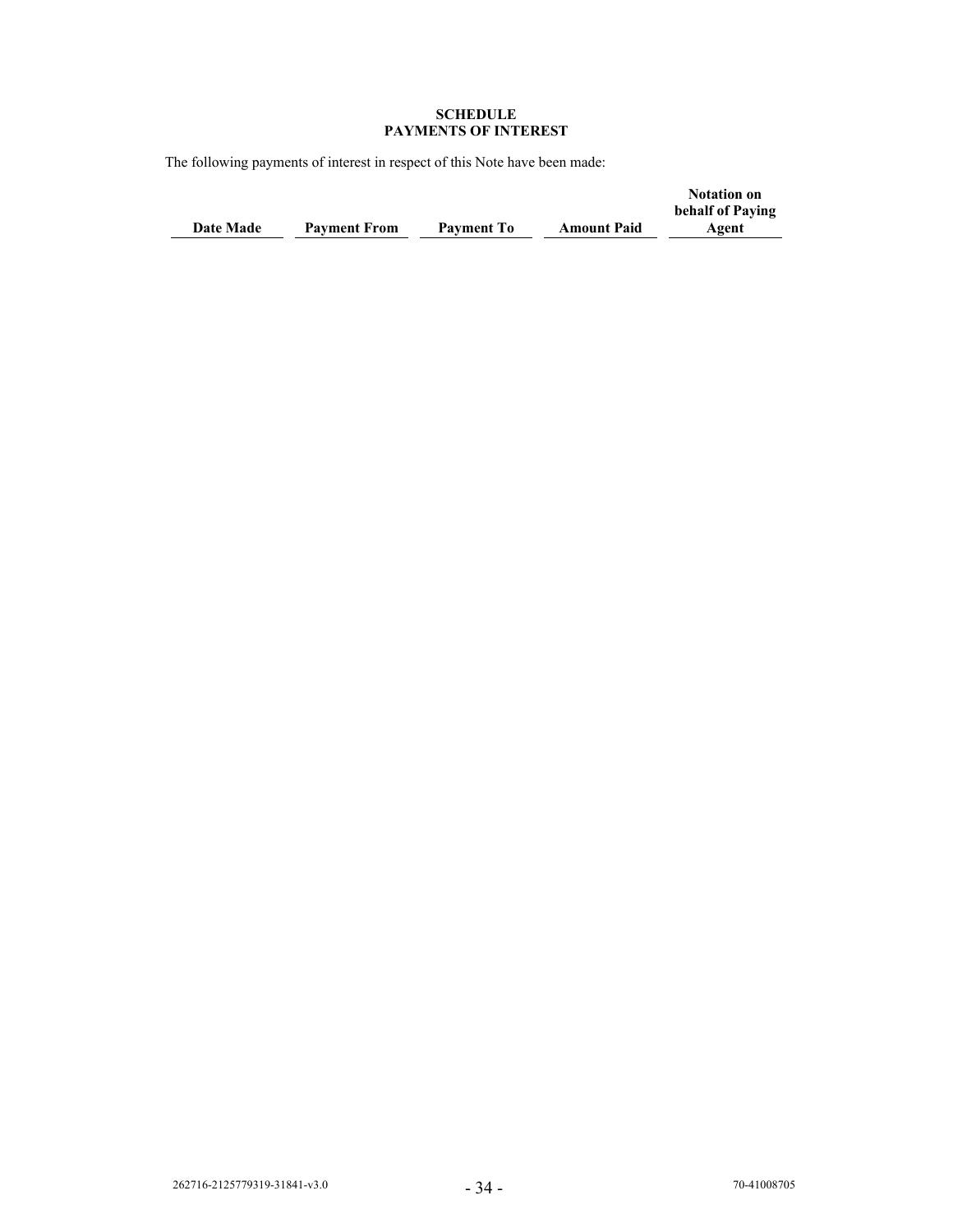**SCHEDULE**
**PAYMENTS OF INTEREST**

The following payments of interest in respect of this Note have been made:

| Date Made | Payment From | Payment To | Amount Paid | Notation on behalf of Paying Agent |
|---|---|---|---|---|